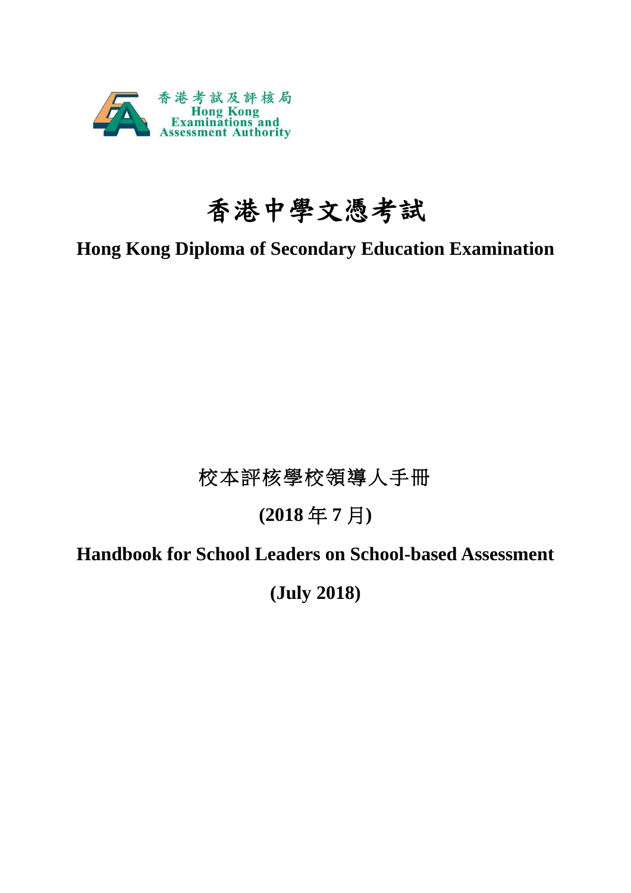香港考試及評核局
Hong Kong
Examinations and
Assessment Authority

# 香港中學文憑考試

# Hong Kong Diploma of Secondary Education Examination

## 校本評核學校領導人手冊

**(2018 年 7 月)**

## Handbook for School Leaders on School-based Assessment

**(July 2018)**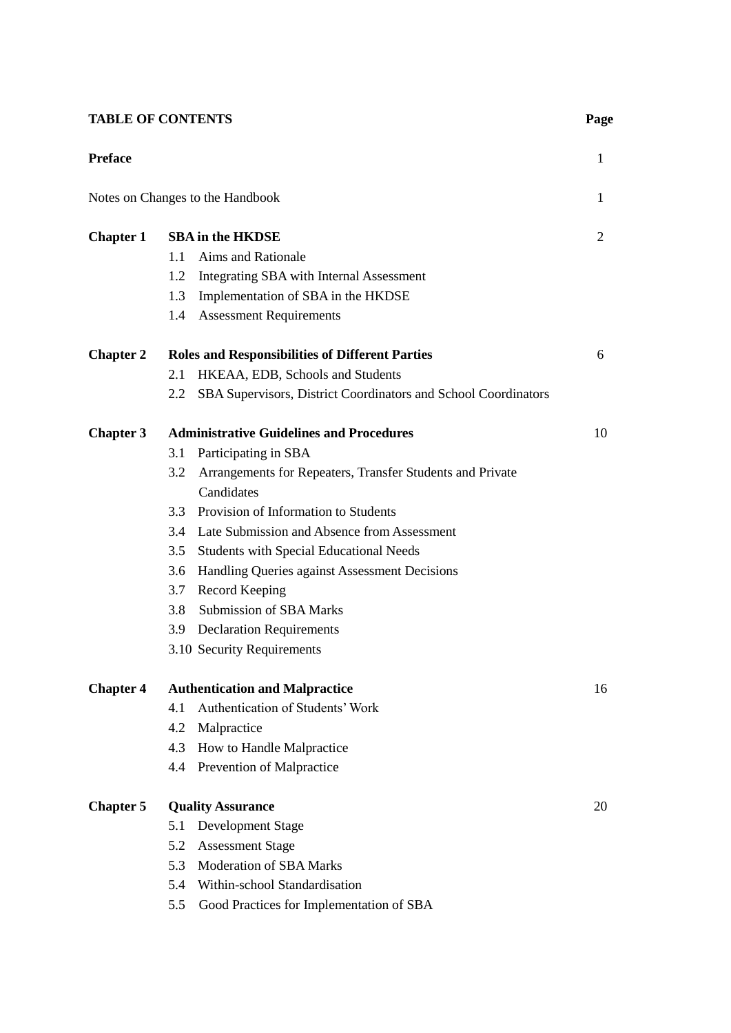# TABLE OF CONTENTS

| | | Page |
|---|---|---|
| **Preface** | | 1 |
| Notes on Changes to the Handbook | | 1 |
| **Chapter 1** | **SBA in the HKDSE** | 2 |
| | 1.1 Aims and Rationale | |
| | 1.2 Integrating SBA with Internal Assessment | |
| | 1.3 Implementation of SBA in the HKDSE | |
| | 1.4 Assessment Requirements | |
| **Chapter 2** | **Roles and Responsibilities of Different Parties** | 6 |
| | 2.1 HKEAA, EDB, Schools and Students | |
| | 2.2 SBA Supervisors, District Coordinators and School Coordinators | |
| **Chapter 3** | **Administrative Guidelines and Procedures** | 10 |
| | 3.1 Participating in SBA | |
| | 3.2 Arrangements for Repeaters, Transfer Students and Private Candidates | |
| | 3.3 Provision of Information to Students | |
| | 3.4 Late Submission and Absence from Assessment | |
| | 3.5 Students with Special Educational Needs | |
| | 3.6 Handling Queries against Assessment Decisions | |
| | 3.7 Record Keeping | |
| | 3.8 Submission of SBA Marks | |
| | 3.9 Declaration Requirements | |
| | 3.10 Security Requirements | |
| **Chapter 4** | **Authentication and Malpractice** | 16 |
| | 4.1 Authentication of Students' Work | |
| | 4.2 Malpractice | |
| | 4.3 How to Handle Malpractice | |
| | 4.4 Prevention of Malpractice | |
| **Chapter 5** | **Quality Assurance** | 20 |
| | 5.1 Development Stage | |
| | 5.2 Assessment Stage | |
| | 5.3 Moderation of SBA Marks | |
| | 5.4 Within-school Standardisation | |
| | 5.5 Good Practices for Implementation of SBA | |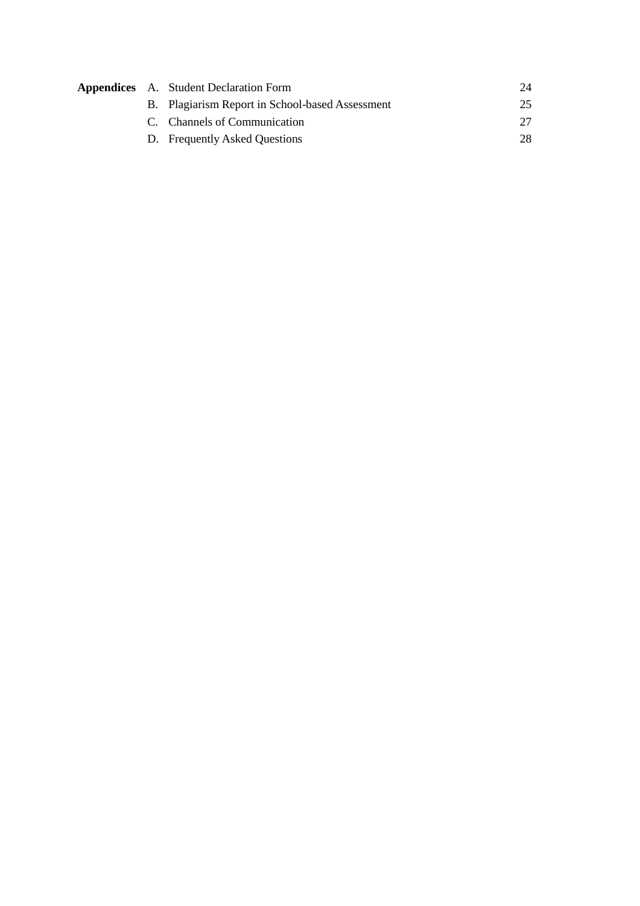| **Appendices** | A. | Student Declaration Form | 24 |
|---|---|---|---|
| | B. | Plagiarism Report in School-based Assessment | 25 |
| | C. | Channels of Communication | 27 |
| | D. | Frequently Asked Questions | 28 |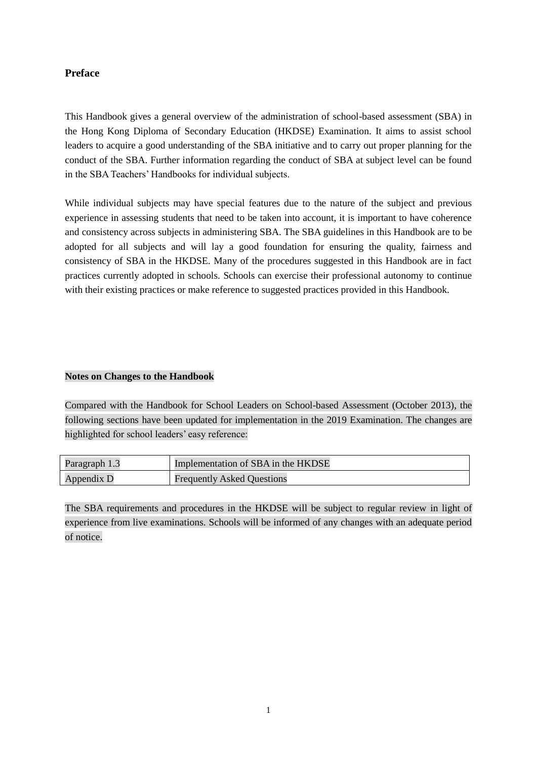## Preface

This Handbook gives a general overview of the administration of school-based assessment (SBA) in the Hong Kong Diploma of Secondary Education (HKDSE) Examination. It aims to assist school leaders to acquire a good understanding of the SBA initiative and to carry out proper planning for the conduct of the SBA. Further information regarding the conduct of SBA at subject level can be found in the SBA Teachers' Handbooks for individual subjects.

While individual subjects may have special features due to the nature of the subject and previous experience in assessing students that need to be taken into account, it is important to have coherence and consistency across subjects in administering SBA. The SBA guidelines in this Handbook are to be adopted for all subjects and will lay a good foundation for ensuring the quality, fairness and consistency of SBA in the HKDSE. Many of the procedures suggested in this Handbook are in fact practices currently adopted in schools. Schools can exercise their professional autonomy to continue with their existing practices or make reference to suggested practices provided in this Handbook.

**Notes on Changes to the Handbook**

Compared with the Handbook for School Leaders on School-based Assessment (October 2013), the following sections have been updated for implementation in the 2019 Examination. The changes are highlighted for school leaders' easy reference:

| | |
|---|---|
| Paragraph 1.3 | Implementation of SBA in the HKDSE |
| Appendix D | Frequently Asked Questions |

The SBA requirements and procedures in the HKDSE will be subject to regular review in light of experience from live examinations. Schools will be informed of any changes with an adequate period of notice.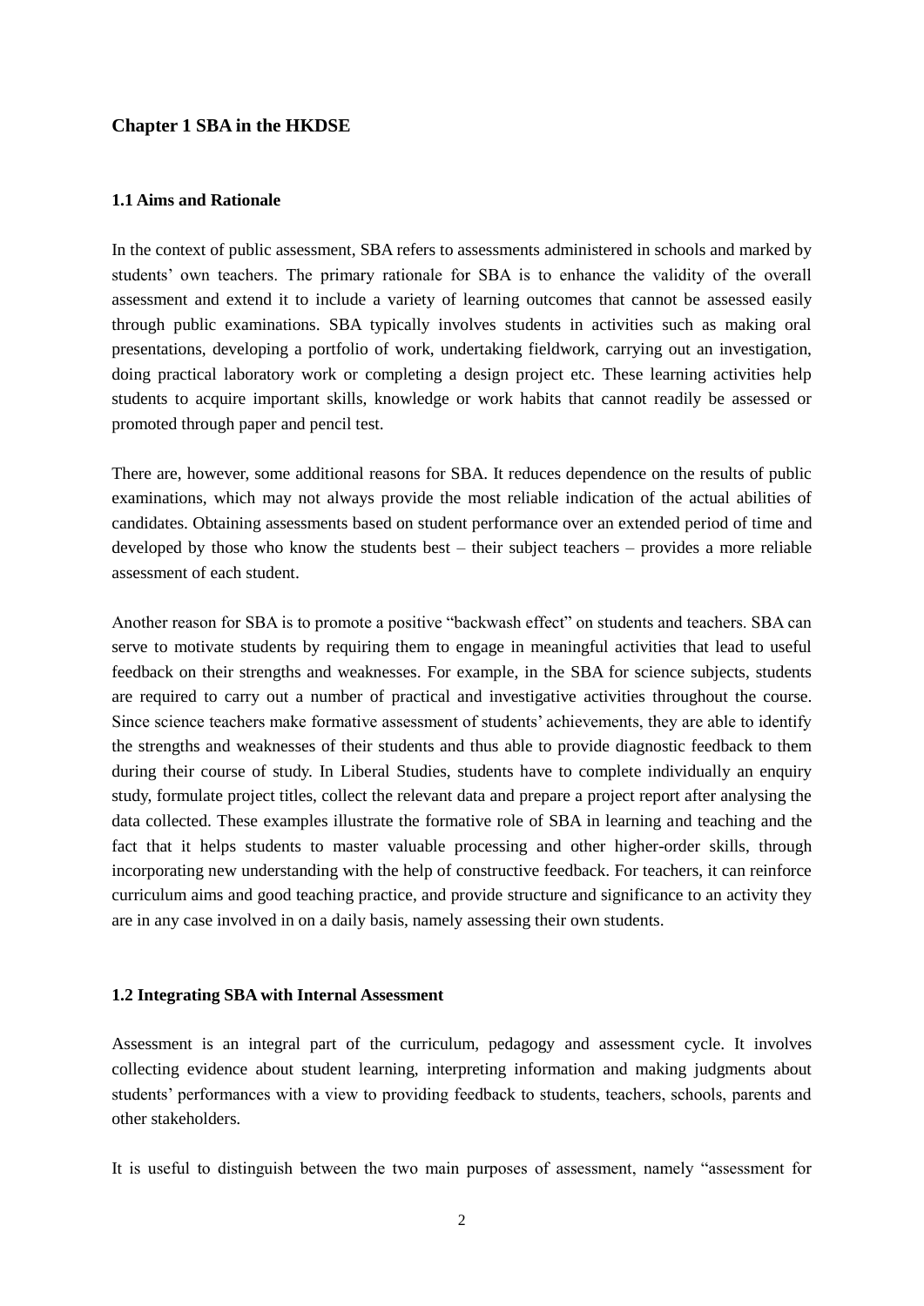# Chapter 1 SBA in the HKDSE

## 1.1 Aims and Rationale

In the context of public assessment, SBA refers to assessments administered in schools and marked by students' own teachers. The primary rationale for SBA is to enhance the validity of the overall assessment and extend it to include a variety of learning outcomes that cannot be assessed easily through public examinations. SBA typically involves students in activities such as making oral presentations, developing a portfolio of work, undertaking fieldwork, carrying out an investigation, doing practical laboratory work or completing a design project etc. These learning activities help students to acquire important skills, knowledge or work habits that cannot readily be assessed or promoted through paper and pencil test.

There are, however, some additional reasons for SBA. It reduces dependence on the results of public examinations, which may not always provide the most reliable indication of the actual abilities of candidates. Obtaining assessments based on student performance over an extended period of time and developed by those who know the students best – their subject teachers – provides a more reliable assessment of each student.

Another reason for SBA is to promote a positive "backwash effect" on students and teachers. SBA can serve to motivate students by requiring them to engage in meaningful activities that lead to useful feedback on their strengths and weaknesses. For example, in the SBA for science subjects, students are required to carry out a number of practical and investigative activities throughout the course. Since science teachers make formative assessment of students' achievements, they are able to identify the strengths and weaknesses of their students and thus able to provide diagnostic feedback to them during their course of study. In Liberal Studies, students have to complete individually an enquiry study, formulate project titles, collect the relevant data and prepare a project report after analysing the data collected. These examples illustrate the formative role of SBA in learning and teaching and the fact that it helps students to master valuable processing and other higher-order skills, through incorporating new understanding with the help of constructive feedback. For teachers, it can reinforce curriculum aims and good teaching practice, and provide structure and significance to an activity they are in any case involved in on a daily basis, namely assessing their own students.

## 1.2 Integrating SBA with Internal Assessment

Assessment is an integral part of the curriculum, pedagogy and assessment cycle. It involves collecting evidence about student learning, interpreting information and making judgments about students' performances with a view to providing feedback to students, teachers, schools, parents and other stakeholders.

It is useful to distinguish between the two main purposes of assessment, namely "assessment for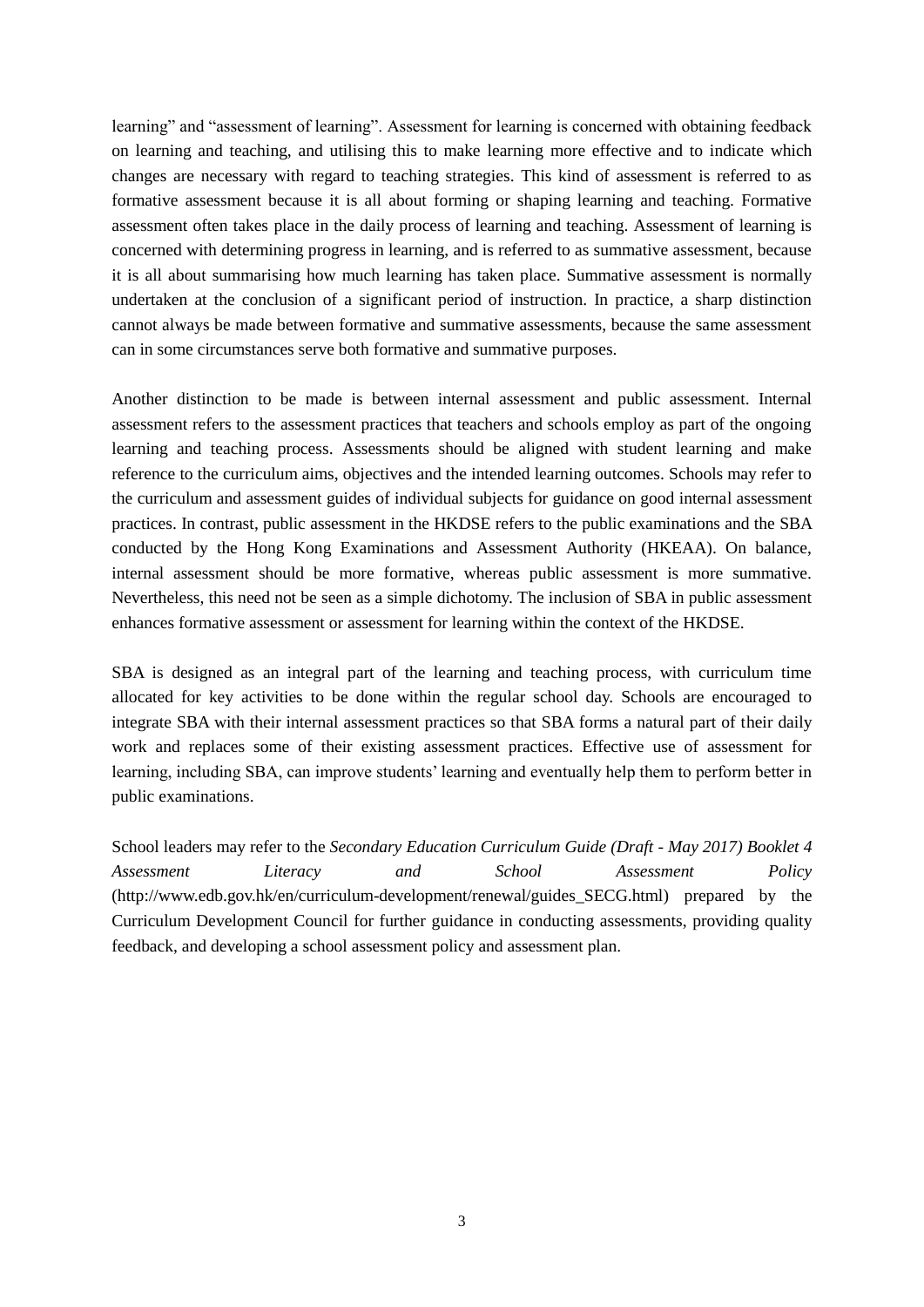learning" and "assessment of learning". Assessment for learning is concerned with obtaining feedback on learning and teaching, and utilising this to make learning more effective and to indicate which changes are necessary with regard to teaching strategies. This kind of assessment is referred to as formative assessment because it is all about forming or shaping learning and teaching. Formative assessment often takes place in the daily process of learning and teaching. Assessment of learning is concerned with determining progress in learning, and is referred to as summative assessment, because it is all about summarising how much learning has taken place. Summative assessment is normally undertaken at the conclusion of a significant period of instruction. In practice, a sharp distinction cannot always be made between formative and summative assessments, because the same assessment can in some circumstances serve both formative and summative purposes.

Another distinction to be made is between internal assessment and public assessment. Internal assessment refers to the assessment practices that teachers and schools employ as part of the ongoing learning and teaching process. Assessments should be aligned with student learning and make reference to the curriculum aims, objectives and the intended learning outcomes. Schools may refer to the curriculum and assessment guides of individual subjects for guidance on good internal assessment practices. In contrast, public assessment in the HKDSE refers to the public examinations and the SBA conducted by the Hong Kong Examinations and Assessment Authority (HKEAA). On balance, internal assessment should be more formative, whereas public assessment is more summative. Nevertheless, this need not be seen as a simple dichotomy. The inclusion of SBA in public assessment enhances formative assessment or assessment for learning within the context of the HKDSE.

SBA is designed as an integral part of the learning and teaching process, with curriculum time allocated for key activities to be done within the regular school day. Schools are encouraged to integrate SBA with their internal assessment practices so that SBA forms a natural part of their daily work and replaces some of their existing assessment practices. Effective use of assessment for learning, including SBA, can improve students' learning and eventually help them to perform better in public examinations.

School leaders may refer to the *Secondary Education Curriculum Guide (Draft - May 2017) Booklet 4 Assessment Literacy and School Assessment Policy* (http://www.edb.gov.hk/en/curriculum-development/renewal/guides_SECG.html) prepared by the Curriculum Development Council for further guidance in conducting assessments, providing quality feedback, and developing a school assessment policy and assessment plan.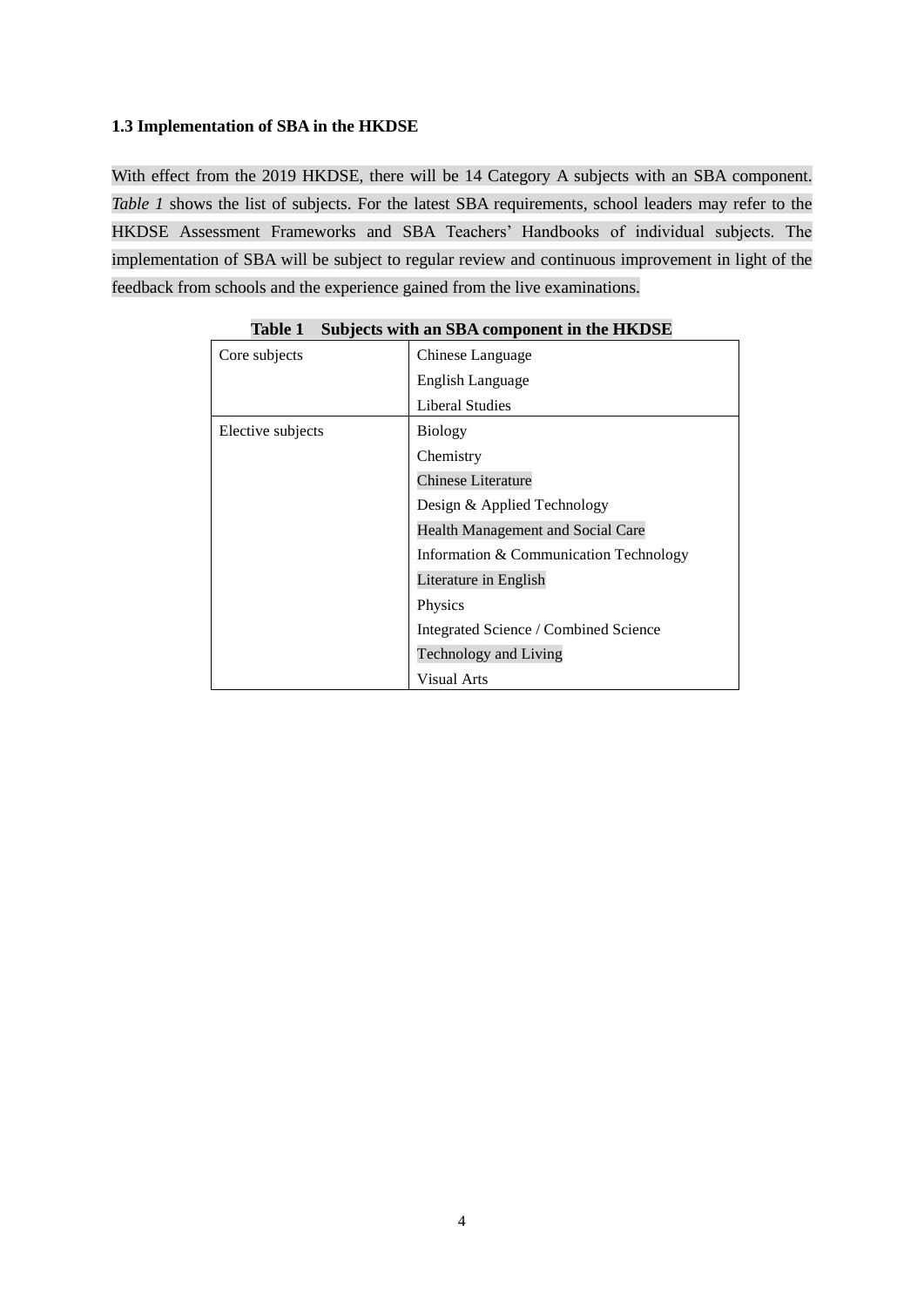### 1.3 Implementation of SBA in the HKDSE

With effect from the 2019 HKDSE, there will be 14 Category A subjects with an SBA component. *Table 1* shows the list of subjects. For the latest SBA requirements, school leaders may refer to the HKDSE Assessment Frameworks and SBA Teachers' Handbooks of individual subjects. The implementation of SBA will be subject to regular review and continuous improvement in light of the feedback from schools and the experience gained from the live examinations.

**Table 1 Subjects with an SBA component in the HKDSE**

| | |
|---|---|
| Core subjects | Chinese Language |
| | English Language |
| | Liberal Studies |
| Elective subjects | Biology |
| | Chemistry |
| | Chinese Literature |
| | Design & Applied Technology |
| | Health Management and Social Care |
| | Information & Communication Technology |
| | Literature in English |
| | Physics |
| | Integrated Science / Combined Science |
| | Technology and Living |
| | Visual Arts |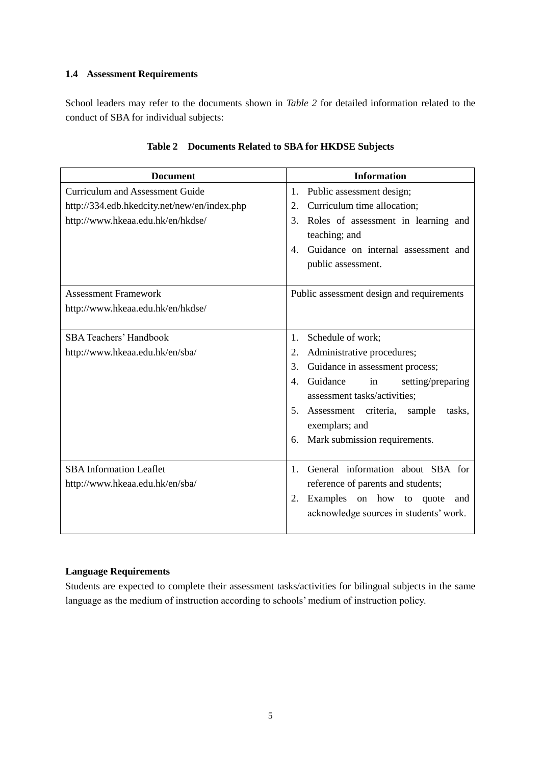### 1.4 Assessment Requirements

School leaders may refer to the documents shown in *Table 2* for detailed information related to the conduct of SBA for individual subjects:

**Table 2 Documents Related to SBA for HKDSE Subjects**

| Document | Information |
|---|---|
| Curriculum and Assessment Guide<br>http://334.edb.hkedcity.net/new/en/index.php<br>http://www.hkeaa.edu.hk/en/hkdse/ | 1. Public assessment design;<br>2. Curriculum time allocation;<br>3. Roles of assessment in learning and teaching; and<br>4. Guidance on internal assessment and public assessment. |
| Assessment Framework<br>http://www.hkeaa.edu.hk/en/hkdse/ | Public assessment design and requirements |
| SBA Teachers' Handbook<br>http://www.hkeaa.edu.hk/en/sba/ | 1. Schedule of work;<br>2. Administrative procedures;<br>3. Guidance in assessment process;<br>4. Guidance in setting/preparing assessment tasks/activities;<br>5. Assessment criteria, sample tasks, exemplars; and<br>6. Mark submission requirements. |
| SBA Information Leaflet<br>http://www.hkeaa.edu.hk/en/sba/ | 1. General information about SBA for reference of parents and students;<br>2. Examples on how to quote and acknowledge sources in students' work. |

**Language Requirements**

Students are expected to complete their assessment tasks/activities for bilingual subjects in the same language as the medium of instruction according to schools' medium of instruction policy.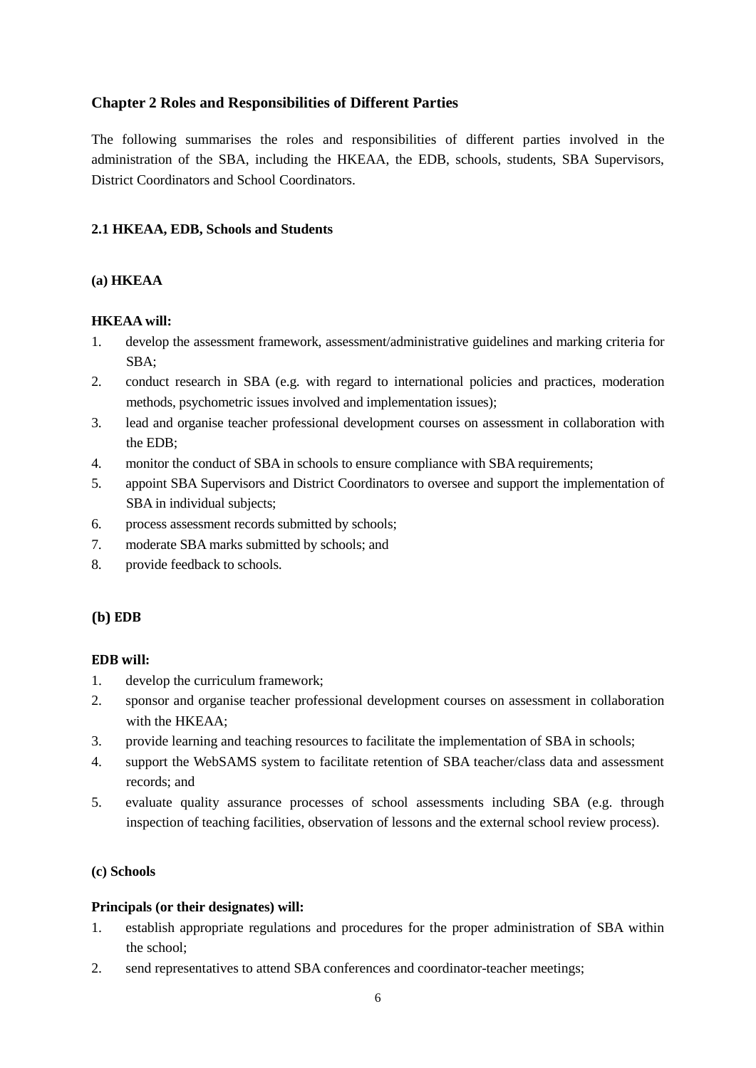## Chapter 2 Roles and Responsibilities of Different Parties

The following summarises the roles and responsibilities of different parties involved in the administration of the SBA, including the HKEAA, the EDB, schools, students, SBA Supervisors, District Coordinators and School Coordinators.

### 2.1 HKEAA, EDB, Schools and Students

#### (a) HKEAA

**HKEAA will:**

1. develop the assessment framework, assessment/administrative guidelines and marking criteria for SBA;
2. conduct research in SBA (e.g. with regard to international policies and practices, moderation methods, psychometric issues involved and implementation issues);
3. lead and organise teacher professional development courses on assessment in collaboration with the EDB;
4. monitor the conduct of SBA in schools to ensure compliance with SBA requirements;
5. appoint SBA Supervisors and District Coordinators to oversee and support the implementation of SBA in individual subjects;
6. process assessment records submitted by schools;
7. moderate SBA marks submitted by schools; and
8. provide feedback to schools.

#### (b) EDB

**EDB will:**

1. develop the curriculum framework;
2. sponsor and organise teacher professional development courses on assessment in collaboration with the HKEAA;
3. provide learning and teaching resources to facilitate the implementation of SBA in schools;
4. support the WebSAMS system to facilitate retention of SBA teacher/class data and assessment records; and
5. evaluate quality assurance processes of school assessments including SBA (e.g. through inspection of teaching facilities, observation of lessons and the external school review process).

#### (c) Schools

**Principals (or their designates) will:**

1. establish appropriate regulations and procedures for the proper administration of SBA within the school;
2. send representatives to attend SBA conferences and coordinator-teacher meetings;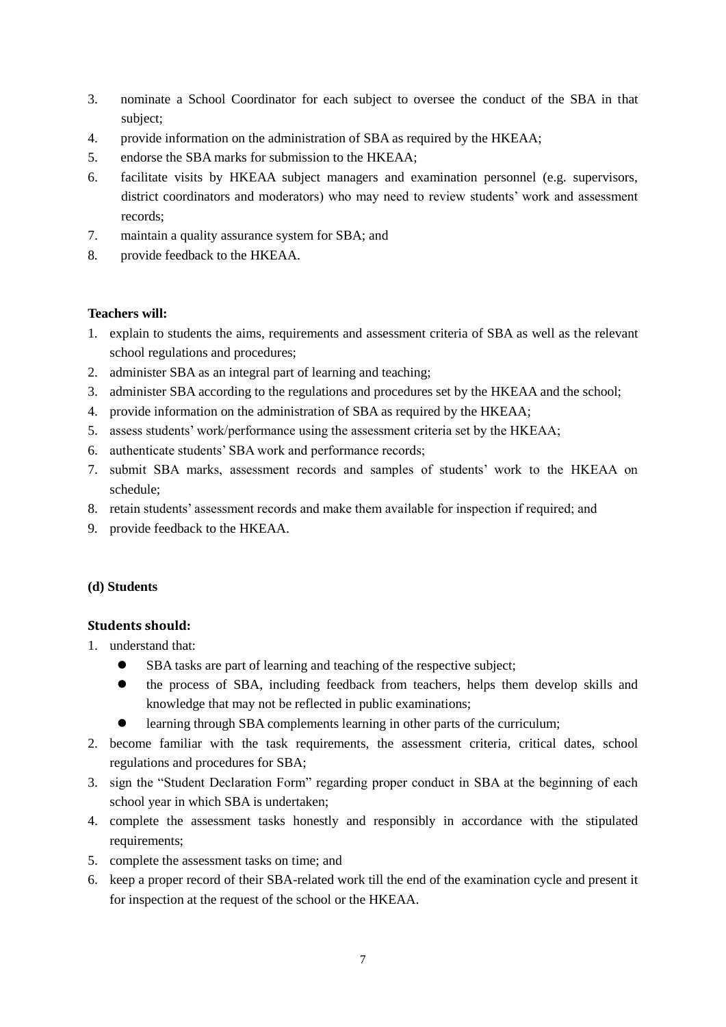3. nominate a School Coordinator for each subject to oversee the conduct of the SBA in that subject;
4. provide information on the administration of SBA as required by the HKEAA;
5. endorse the SBA marks for submission to the HKEAA;
6. facilitate visits by HKEAA subject managers and examination personnel (e.g. supervisors, district coordinators and moderators) who may need to review students' work and assessment records;
7. maintain a quality assurance system for SBA; and
8. provide feedback to the HKEAA.

**Teachers will:**

1. explain to students the aims, requirements and assessment criteria of SBA as well as the relevant school regulations and procedures;
2. administer SBA as an integral part of learning and teaching;
3. administer SBA according to the regulations and procedures set by the HKEAA and the school;
4. provide information on the administration of SBA as required by the HKEAA;
5. assess students' work/performance using the assessment criteria set by the HKEAA;
6. authenticate students' SBA work and performance records;
7. submit SBA marks, assessment records and samples of students' work to the HKEAA on schedule;
8. retain students' assessment records and make them available for inspection if required; and
9. provide feedback to the HKEAA.

**(d) Students**

**Students should:**

1. understand that:
   - SBA tasks are part of learning and teaching of the respective subject;
   - the process of SBA, including feedback from teachers, helps them develop skills and knowledge that may not be reflected in public examinations;
   - learning through SBA complements learning in other parts of the curriculum;
2. become familiar with the task requirements, the assessment criteria, critical dates, school regulations and procedures for SBA;
3. sign the "Student Declaration Form" regarding proper conduct in SBA at the beginning of each school year in which SBA is undertaken;
4. complete the assessment tasks honestly and responsibly in accordance with the stipulated requirements;
5. complete the assessment tasks on time; and
6. keep a proper record of their SBA-related work till the end of the examination cycle and present it for inspection at the request of the school or the HKEAA.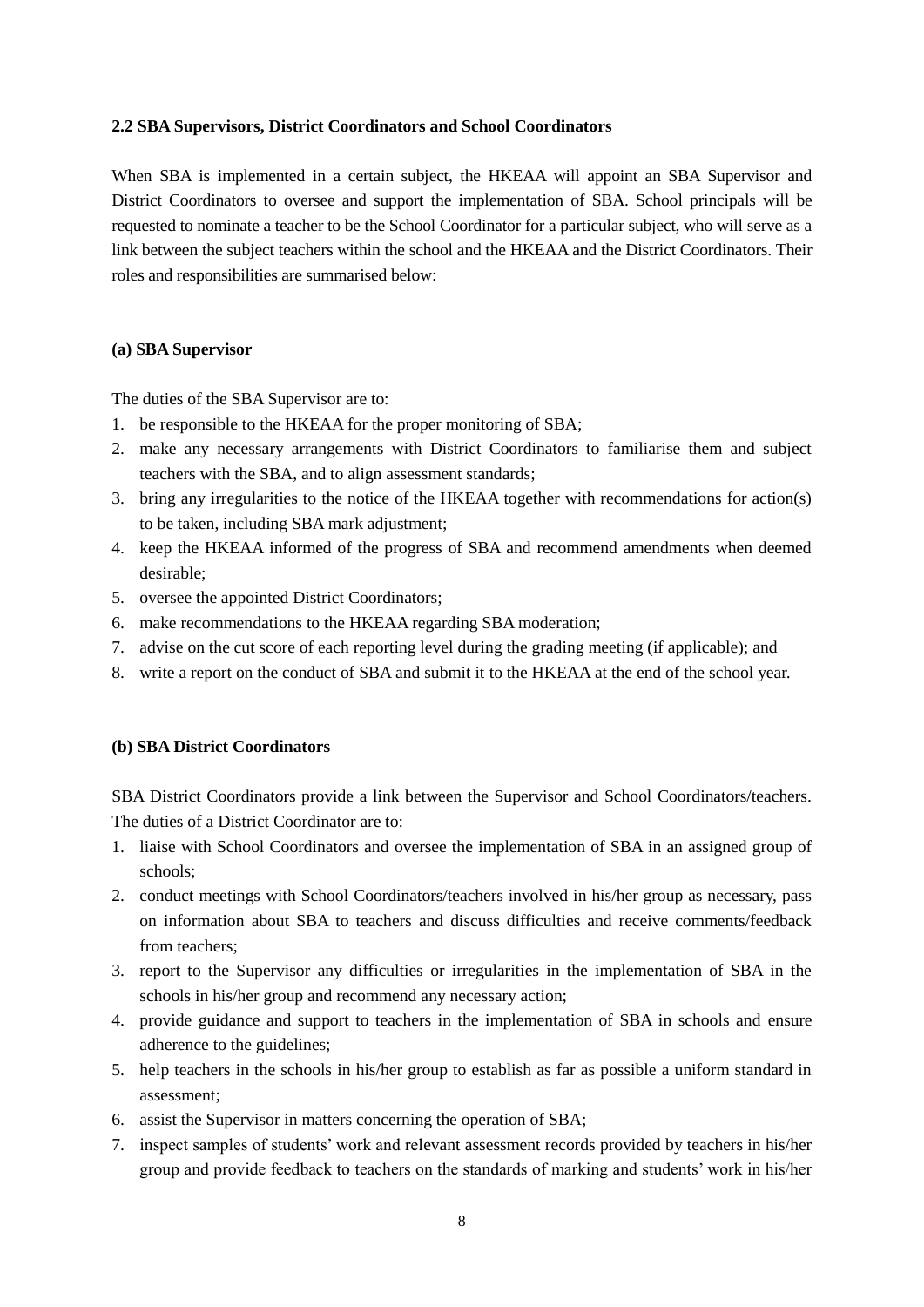### 2.2 SBA Supervisors, District Coordinators and School Coordinators

When SBA is implemented in a certain subject, the HKEAA will appoint an SBA Supervisor and District Coordinators to oversee and support the implementation of SBA. School principals will be requested to nominate a teacher to be the School Coordinator for a particular subject, who will serve as a link between the subject teachers within the school and the HKEAA and the District Coordinators. Their roles and responsibilities are summarised below:

#### (a) SBA Supervisor

The duties of the SBA Supervisor are to:

1. be responsible to the HKEAA for the proper monitoring of SBA;
2. make any necessary arrangements with District Coordinators to familiarise them and subject teachers with the SBA, and to align assessment standards;
3. bring any irregularities to the notice of the HKEAA together with recommendations for action(s) to be taken, including SBA mark adjustment;
4. keep the HKEAA informed of the progress of SBA and recommend amendments when deemed desirable;
5. oversee the appointed District Coordinators;
6. make recommendations to the HKEAA regarding SBA moderation;
7. advise on the cut score of each reporting level during the grading meeting (if applicable); and
8. write a report on the conduct of SBA and submit it to the HKEAA at the end of the school year.

#### (b) SBA District Coordinators

SBA District Coordinators provide a link between the Supervisor and School Coordinators/teachers. The duties of a District Coordinator are to:

1. liaise with School Coordinators and oversee the implementation of SBA in an assigned group of schools;
2. conduct meetings with School Coordinators/teachers involved in his/her group as necessary, pass on information about SBA to teachers and discuss difficulties and receive comments/feedback from teachers;
3. report to the Supervisor any difficulties or irregularities in the implementation of SBA in the schools in his/her group and recommend any necessary action;
4. provide guidance and support to teachers in the implementation of SBA in schools and ensure adherence to the guidelines;
5. help teachers in the schools in his/her group to establish as far as possible a uniform standard in assessment;
6. assist the Supervisor in matters concerning the operation of SBA;
7. inspect samples of students' work and relevant assessment records provided by teachers in his/her group and provide feedback to teachers on the standards of marking and students' work in his/her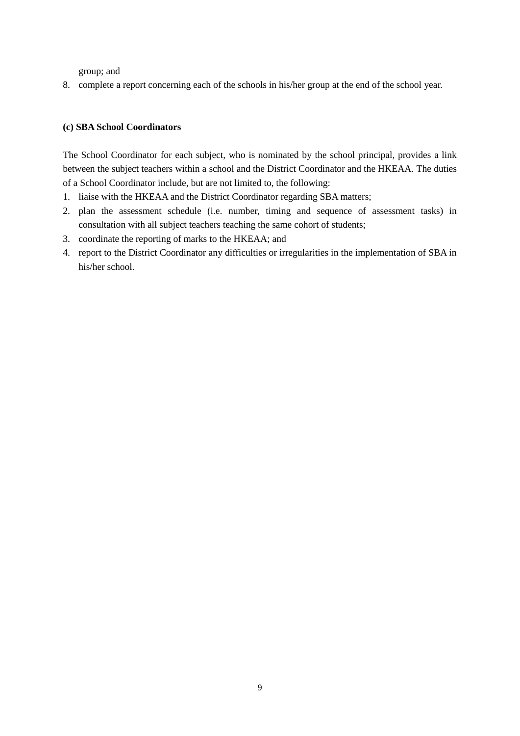group; and

8. complete a report concerning each of the schools in his/her group at the end of the school year.

**(c) SBA School Coordinators**

The School Coordinator for each subject, who is nominated by the school principal, provides a link between the subject teachers within a school and the District Coordinator and the HKEAA. The duties of a School Coordinator include, but are not limited to, the following:

1. liaise with the HKEAA and the District Coordinator regarding SBA matters;
2. plan the assessment schedule (i.e. number, timing and sequence of assessment tasks) in consultation with all subject teachers teaching the same cohort of students;
3. coordinate the reporting of marks to the HKEAA; and
4. report to the District Coordinator any difficulties or irregularities in the implementation of SBA in his/her school.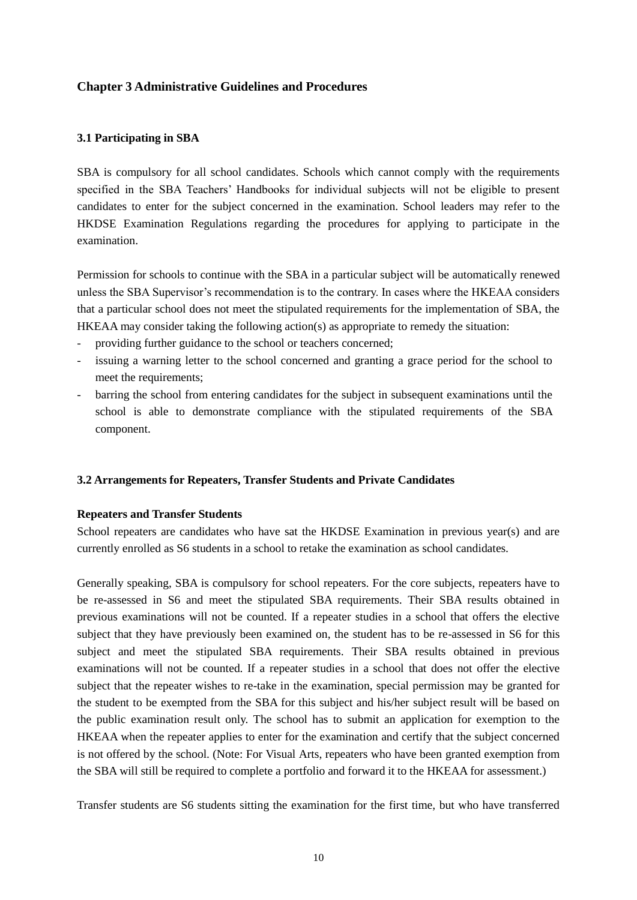## Chapter 3 Administrative Guidelines and Procedures

### 3.1 Participating in SBA

SBA is compulsory for all school candidates. Schools which cannot comply with the requirements specified in the SBA Teachers' Handbooks for individual subjects will not be eligible to present candidates to enter for the subject concerned in the examination. School leaders may refer to the HKDSE Examination Regulations regarding the procedures for applying to participate in the examination.

Permission for schools to continue with the SBA in a particular subject will be automatically renewed unless the SBA Supervisor's recommendation is to the contrary. In cases where the HKEAA considers that a particular school does not meet the stipulated requirements for the implementation of SBA, the HKEAA may consider taking the following action(s) as appropriate to remedy the situation:

- providing further guidance to the school or teachers concerned;
- issuing a warning letter to the school concerned and granting a grace period for the school to meet the requirements;
- barring the school from entering candidates for the subject in subsequent examinations until the school is able to demonstrate compliance with the stipulated requirements of the SBA component.

### 3.2 Arrangements for Repeaters, Transfer Students and Private Candidates

**Repeaters and Transfer Students**

School repeaters are candidates who have sat the HKDSE Examination in previous year(s) and are currently enrolled as S6 students in a school to retake the examination as school candidates.

Generally speaking, SBA is compulsory for school repeaters. For the core subjects, repeaters have to be re-assessed in S6 and meet the stipulated SBA requirements. Their SBA results obtained in previous examinations will not be counted. If a repeater studies in a school that offers the elective subject that they have previously been examined on, the student has to be re-assessed in S6 for this subject and meet the stipulated SBA requirements. Their SBA results obtained in previous examinations will not be counted. If a repeater studies in a school that does not offer the elective subject that the repeater wishes to re-take in the examination, special permission may be granted for the student to be exempted from the SBA for this subject and his/her subject result will be based on the public examination result only. The school has to submit an application for exemption to the HKEAA when the repeater applies to enter for the examination and certify that the subject concerned is not offered by the school. (Note: For Visual Arts, repeaters who have been granted exemption from the SBA will still be required to complete a portfolio and forward it to the HKEAA for assessment.)

Transfer students are S6 students sitting the examination for the first time, but who have transferred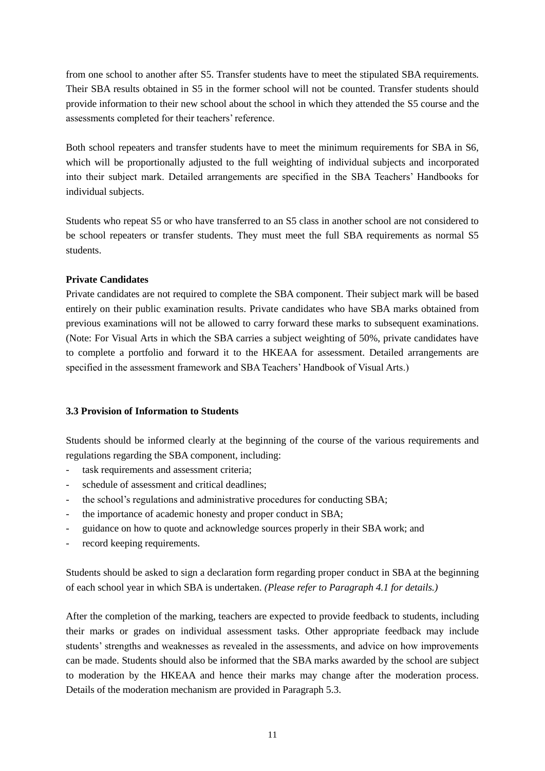from one school to another after S5. Transfer students have to meet the stipulated SBA requirements. Their SBA results obtained in S5 in the former school will not be counted. Transfer students should provide information to their new school about the school in which they attended the S5 course and the assessments completed for their teachers' reference.

Both school repeaters and transfer students have to meet the minimum requirements for SBA in S6, which will be proportionally adjusted to the full weighting of individual subjects and incorporated into their subject mark. Detailed arrangements are specified in the SBA Teachers' Handbooks for individual subjects.

Students who repeat S5 or who have transferred to an S5 class in another school are not considered to be school repeaters or transfer students. They must meet the full SBA requirements as normal S5 students.

**Private Candidates**

Private candidates are not required to complete the SBA component. Their subject mark will be based entirely on their public examination results. Private candidates who have SBA marks obtained from previous examinations will not be allowed to carry forward these marks to subsequent examinations. (Note: For Visual Arts in which the SBA carries a subject weighting of 50%, private candidates have to complete a portfolio and forward it to the HKEAA for assessment. Detailed arrangements are specified in the assessment framework and SBA Teachers' Handbook of Visual Arts.)

### 3.3 Provision of Information to Students

Students should be informed clearly at the beginning of the course of the various requirements and regulations regarding the SBA component, including:

- task requirements and assessment criteria;
- schedule of assessment and critical deadlines;
- the school's regulations and administrative procedures for conducting SBA;
- the importance of academic honesty and proper conduct in SBA;
- guidance on how to quote and acknowledge sources properly in their SBA work; and
- record keeping requirements.

Students should be asked to sign a declaration form regarding proper conduct in SBA at the beginning of each school year in which SBA is undertaken. *(Please refer to Paragraph 4.1 for details.)*

After the completion of the marking, teachers are expected to provide feedback to students, including their marks or grades on individual assessment tasks. Other appropriate feedback may include students' strengths and weaknesses as revealed in the assessments, and advice on how improvements can be made. Students should also be informed that the SBA marks awarded by the school are subject to moderation by the HKEAA and hence their marks may change after the moderation process. Details of the moderation mechanism are provided in Paragraph 5.3.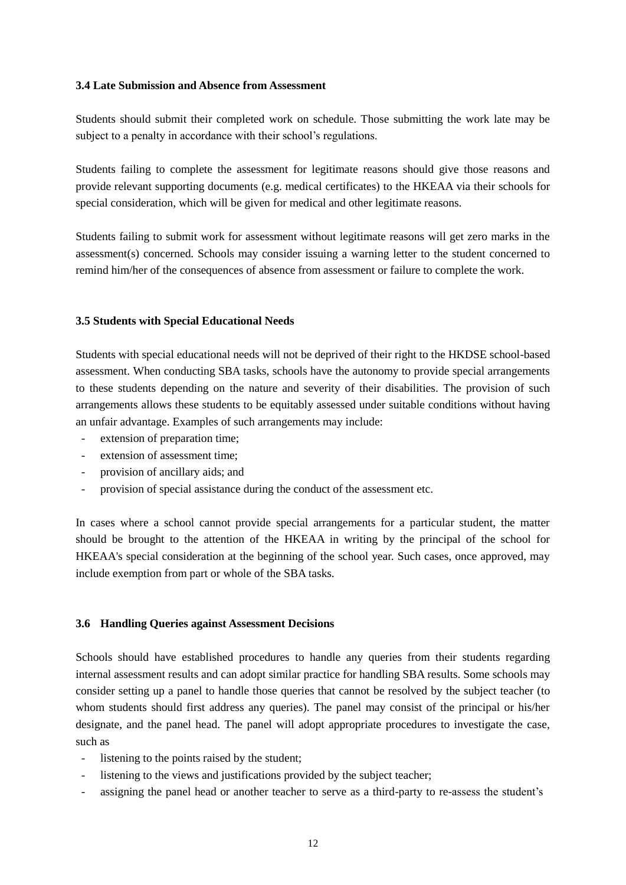### 3.4 Late Submission and Absence from Assessment

Students should submit their completed work on schedule. Those submitting the work late may be subject to a penalty in accordance with their school's regulations.

Students failing to complete the assessment for legitimate reasons should give those reasons and provide relevant supporting documents (e.g. medical certificates) to the HKEAA via their schools for special consideration, which will be given for medical and other legitimate reasons.

Students failing to submit work for assessment without legitimate reasons will get zero marks in the assessment(s) concerned. Schools may consider issuing a warning letter to the student concerned to remind him/her of the consequences of absence from assessment or failure to complete the work.

### 3.5 Students with Special Educational Needs

Students with special educational needs will not be deprived of their right to the HKDSE school-based assessment. When conducting SBA tasks, schools have the autonomy to provide special arrangements to these students depending on the nature and severity of their disabilities. The provision of such arrangements allows these students to be equitably assessed under suitable conditions without having an unfair advantage. Examples of such arrangements may include:

- extension of preparation time;
- extension of assessment time;
- provision of ancillary aids; and
- provision of special assistance during the conduct of the assessment etc.

In cases where a school cannot provide special arrangements for a particular student, the matter should be brought to the attention of the HKEAA in writing by the principal of the school for HKEAA's special consideration at the beginning of the school year. Such cases, once approved, may include exemption from part or whole of the SBA tasks.

### 3.6 Handling Queries against Assessment Decisions

Schools should have established procedures to handle any queries from their students regarding internal assessment results and can adopt similar practice for handling SBA results. Some schools may consider setting up a panel to handle those queries that cannot be resolved by the subject teacher (to whom students should first address any queries). The panel may consist of the principal or his/her designate, and the panel head. The panel will adopt appropriate procedures to investigate the case, such as

- listening to the points raised by the student;
- listening to the views and justifications provided by the subject teacher;
- assigning the panel head or another teacher to serve as a third-party to re-assess the student's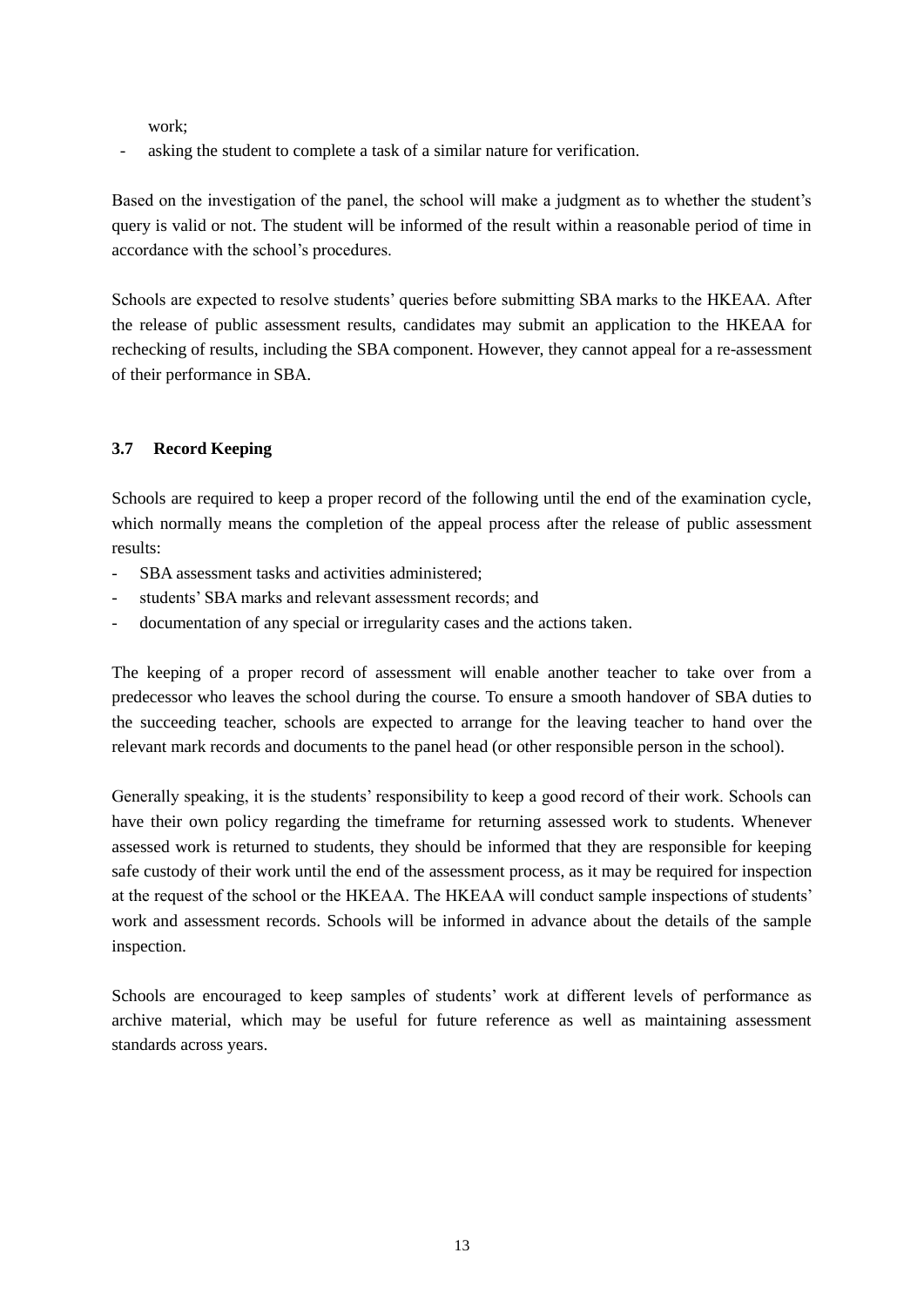work;

- asking the student to complete a task of a similar nature for verification.

Based on the investigation of the panel, the school will make a judgment as to whether the student's query is valid or not. The student will be informed of the result within a reasonable period of time in accordance with the school's procedures.

Schools are expected to resolve students' queries before submitting SBA marks to the HKEAA. After the release of public assessment results, candidates may submit an application to the HKEAA for rechecking of results, including the SBA component. However, they cannot appeal for a re-assessment of their performance in SBA.

### 3.7 Record Keeping

Schools are required to keep a proper record of the following until the end of the examination cycle, which normally means the completion of the appeal process after the release of public assessment results:

- SBA assessment tasks and activities administered;
- students' SBA marks and relevant assessment records; and
- documentation of any special or irregularity cases and the actions taken.

The keeping of a proper record of assessment will enable another teacher to take over from a predecessor who leaves the school during the course. To ensure a smooth handover of SBA duties to the succeeding teacher, schools are expected to arrange for the leaving teacher to hand over the relevant mark records and documents to the panel head (or other responsible person in the school).

Generally speaking, it is the students' responsibility to keep a good record of their work. Schools can have their own policy regarding the timeframe for returning assessed work to students. Whenever assessed work is returned to students, they should be informed that they are responsible for keeping safe custody of their work until the end of the assessment process, as it may be required for inspection at the request of the school or the HKEAA. The HKEAA will conduct sample inspections of students' work and assessment records. Schools will be informed in advance about the details of the sample inspection.

Schools are encouraged to keep samples of students' work at different levels of performance as archive material, which may be useful for future reference as well as maintaining assessment standards across years.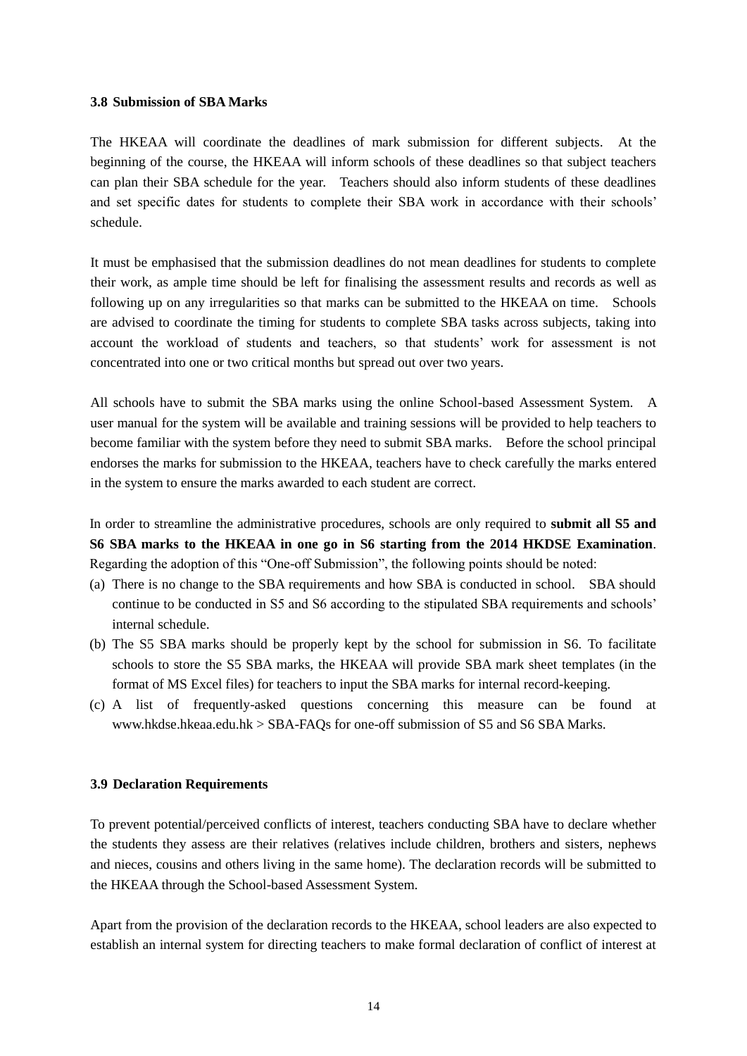### 3.8 Submission of SBA Marks

The HKEAA will coordinate the deadlines of mark submission for different subjects. At the beginning of the course, the HKEAA will inform schools of these deadlines so that subject teachers can plan their SBA schedule for the year. Teachers should also inform students of these deadlines and set specific dates for students to complete their SBA work in accordance with their schools' schedule.

It must be emphasised that the submission deadlines do not mean deadlines for students to complete their work, as ample time should be left for finalising the assessment results and records as well as following up on any irregularities so that marks can be submitted to the HKEAA on time. Schools are advised to coordinate the timing for students to complete SBA tasks across subjects, taking into account the workload of students and teachers, so that students' work for assessment is not concentrated into one or two critical months but spread out over two years.

All schools have to submit the SBA marks using the online School-based Assessment System. A user manual for the system will be available and training sessions will be provided to help teachers to become familiar with the system before they need to submit SBA marks. Before the school principal endorses the marks for submission to the HKEAA, teachers have to check carefully the marks entered in the system to ensure the marks awarded to each student are correct.

In order to streamline the administrative procedures, schools are only required to **submit all S5 and S6 SBA marks to the HKEAA in one go in S6 starting from the 2014 HKDSE Examination**. Regarding the adoption of this "One-off Submission", the following points should be noted:

(a) There is no change to the SBA requirements and how SBA is conducted in school. SBA should continue to be conducted in S5 and S6 according to the stipulated SBA requirements and schools' internal schedule.

(b) The S5 SBA marks should be properly kept by the school for submission in S6. To facilitate schools to store the S5 SBA marks, the HKEAA will provide SBA mark sheet templates (in the format of MS Excel files) for teachers to input the SBA marks for internal record-keeping.

(c) A list of frequently-asked questions concerning this measure can be found at www.hkdse.hkeaa.edu.hk > SBA-FAQs for one-off submission of S5 and S6 SBA Marks.

### 3.9 Declaration Requirements

To prevent potential/perceived conflicts of interest, teachers conducting SBA have to declare whether the students they assess are their relatives (relatives include children, brothers and sisters, nephews and nieces, cousins and others living in the same home). The declaration records will be submitted to the HKEAA through the School-based Assessment System.

Apart from the provision of the declaration records to the HKEAA, school leaders are also expected to establish an internal system for directing teachers to make formal declaration of conflict of interest at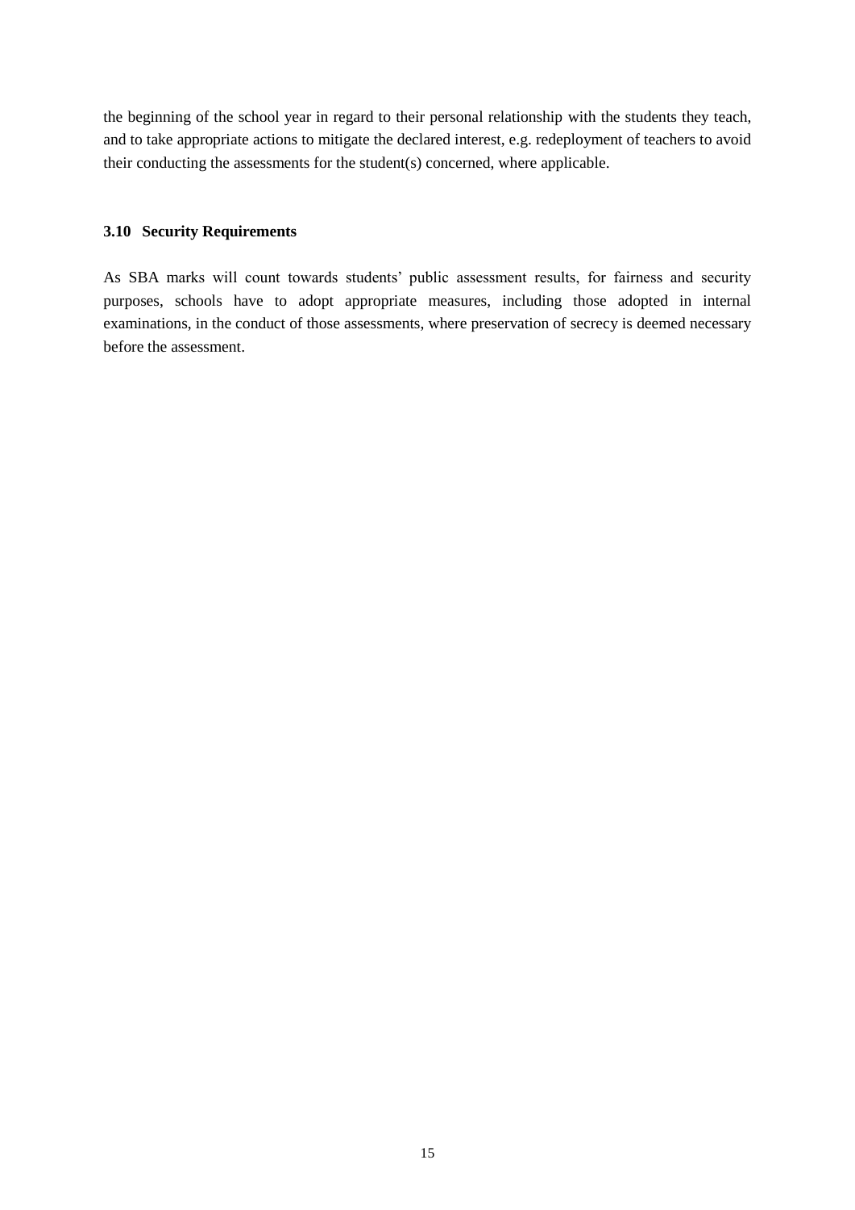the beginning of the school year in regard to their personal relationship with the students they teach, and to take appropriate actions to mitigate the declared interest, e.g. redeployment of teachers to avoid their conducting the assessments for the student(s) concerned, where applicable.

### 3.10 Security Requirements

As SBA marks will count towards students' public assessment results, for fairness and security purposes, schools have to adopt appropriate measures, including those adopted in internal examinations, in the conduct of those assessments, where preservation of secrecy is deemed necessary before the assessment.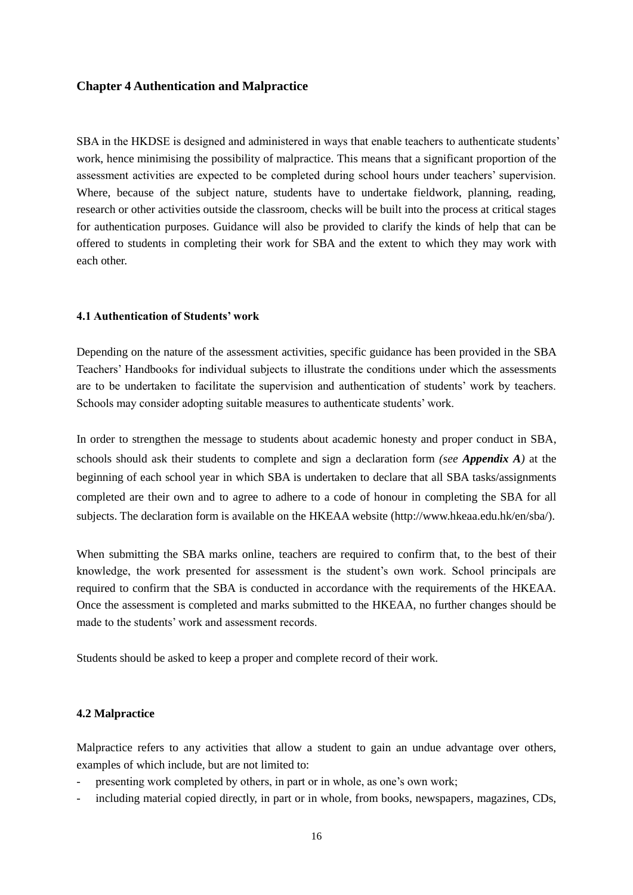## Chapter 4 Authentication and Malpractice

SBA in the HKDSE is designed and administered in ways that enable teachers to authenticate students' work, hence minimising the possibility of malpractice. This means that a significant proportion of the assessment activities are expected to be completed during school hours under teachers' supervision. Where, because of the subject nature, students have to undertake fieldwork, planning, reading, research or other activities outside the classroom, checks will be built into the process at critical stages for authentication purposes. Guidance will also be provided to clarify the kinds of help that can be offered to students in completing their work for SBA and the extent to which they may work with each other.

### 4.1 Authentication of Students' work

Depending on the nature of the assessment activities, specific guidance has been provided in the SBA Teachers' Handbooks for individual subjects to illustrate the conditions under which the assessments are to be undertaken to facilitate the supervision and authentication of students' work by teachers. Schools may consider adopting suitable measures to authenticate students' work.

In order to strengthen the message to students about academic honesty and proper conduct in SBA, schools should ask their students to complete and sign a declaration form *(see **Appendix A**)* at the beginning of each school year in which SBA is undertaken to declare that all SBA tasks/assignments completed are their own and to agree to adhere to a code of honour in completing the SBA for all subjects. The declaration form is available on the HKEAA website (http://www.hkeaa.edu.hk/en/sba/).

When submitting the SBA marks online, teachers are required to confirm that, to the best of their knowledge, the work presented for assessment is the student's own work. School principals are required to confirm that the SBA is conducted in accordance with the requirements of the HKEAA. Once the assessment is completed and marks submitted to the HKEAA, no further changes should be made to the students' work and assessment records.

Students should be asked to keep a proper and complete record of their work.

### 4.2 Malpractice

Malpractice refers to any activities that allow a student to gain an undue advantage over others, examples of which include, but are not limited to:

- presenting work completed by others, in part or in whole, as one's own work;
- including material copied directly, in part or in whole, from books, newspapers, magazines, CDs,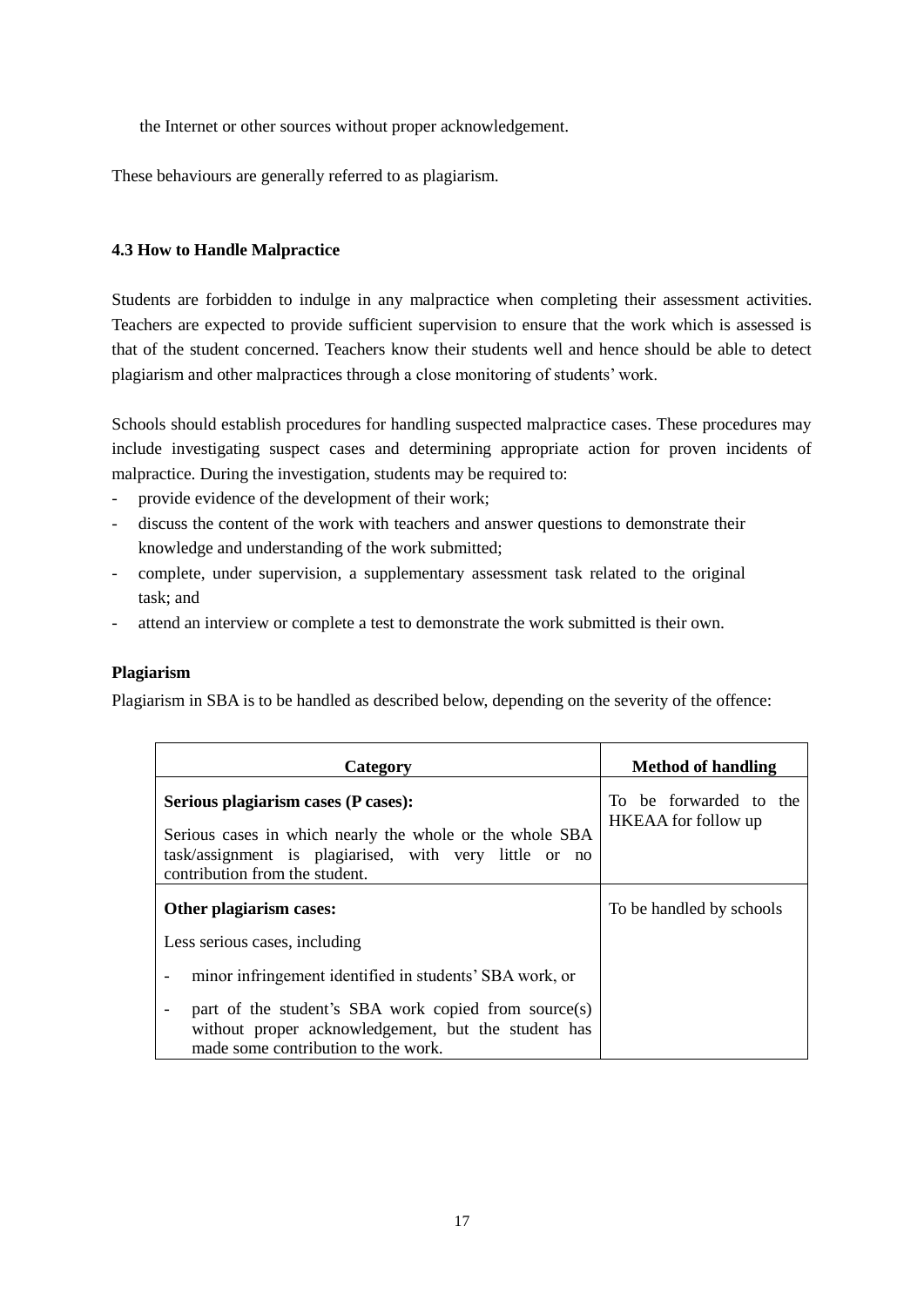the Internet or other sources without proper acknowledgement.

These behaviours are generally referred to as plagiarism.

#### 4.3 How to Handle Malpractice

Students are forbidden to indulge in any malpractice when completing their assessment activities. Teachers are expected to provide sufficient supervision to ensure that the work which is assessed is that of the student concerned. Teachers know their students well and hence should be able to detect plagiarism and other malpractices through a close monitoring of students' work.

Schools should establish procedures for handling suspected malpractice cases. These procedures may include investigating suspect cases and determining appropriate action for proven incidents of malpractice. During the investigation, students may be required to:

- provide evidence of the development of their work;
- discuss the content of the work with teachers and answer questions to demonstrate their knowledge and understanding of the work submitted;
- complete, under supervision, a supplementary assessment task related to the original task; and
- attend an interview or complete a test to demonstrate the work submitted is their own.

**Plagiarism**

Plagiarism in SBA is to be handled as described below, depending on the severity of the offence:

| Category | Method of handling |
|---|---|
| **Serious plagiarism cases (P cases):** <br><br> Serious cases in which nearly the whole or the whole SBA task/assignment is plagiarised, with very little or no contribution from the student. | To be forwarded to the HKEAA for follow up |
| **Other plagiarism cases:** <br><br> Less serious cases, including <br><br> - minor infringement identified in students' SBA work, or <br><br> - part of the student's SBA work copied from source(s) without proper acknowledgement, but the student has made some contribution to the work. | To be handled by schools |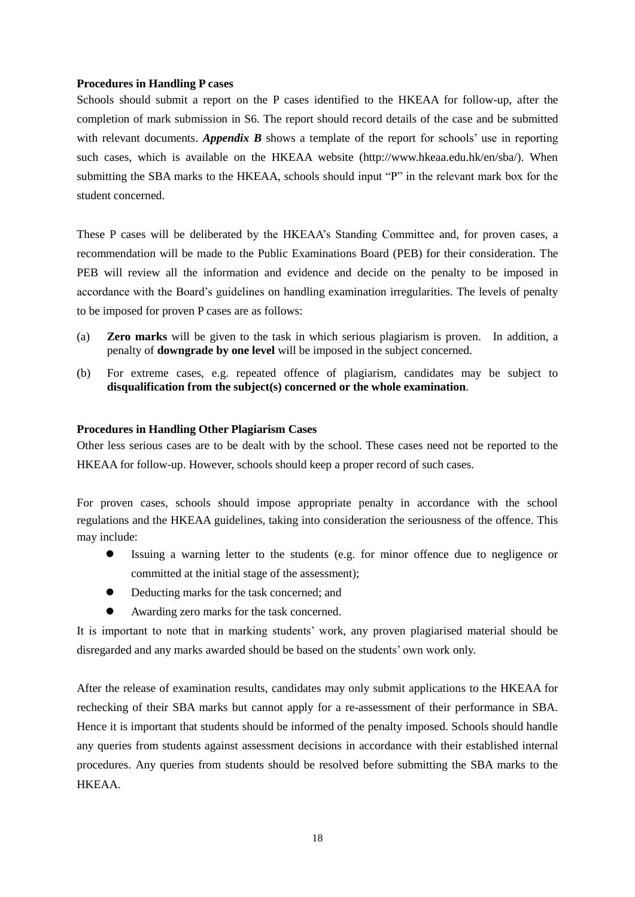**Procedures in Handling P cases**

Schools should submit a report on the P cases identified to the HKEAA for follow-up, after the completion of mark submission in S6. The report should record details of the case and be submitted with relevant documents. ***Appendix B*** shows a template of the report for schools' use in reporting such cases, which is available on the HKEAA website (http://www.hkeaa.edu.hk/en/sba/). When submitting the SBA marks to the HKEAA, schools should input "P" in the relevant mark box for the student concerned.

These P cases will be deliberated by the HKEAA's Standing Committee and, for proven cases, a recommendation will be made to the Public Examinations Board (PEB) for their consideration. The PEB will review all the information and evidence and decide on the penalty to be imposed in accordance with the Board's guidelines on handling examination irregularities. The levels of penalty to be imposed for proven P cases are as follows:

(a) **Zero marks** will be given to the task in which serious plagiarism is proven. In addition, a penalty of **downgrade by one level** will be imposed in the subject concerned.

(b) For extreme cases, e.g. repeated offence of plagiarism, candidates may be subject to **disqualification from the subject(s) concerned or the whole examination**.

**Procedures in Handling Other Plagiarism Cases**

Other less serious cases are to be dealt with by the school. These cases need not be reported to the HKEAA for follow-up. However, schools should keep a proper record of such cases.

For proven cases, schools should impose appropriate penalty in accordance with the school regulations and the HKEAA guidelines, taking into consideration the seriousness of the offence. This may include:

- Issuing a warning letter to the students (e.g. for minor offence due to negligence or committed at the initial stage of the assessment);
- Deducting marks for the task concerned; and
- Awarding zero marks for the task concerned.

It is important to note that in marking students' work, any proven plagiarised material should be disregarded and any marks awarded should be based on the students' own work only.

After the release of examination results, candidates may only submit applications to the HKEAA for rechecking of their SBA marks but cannot apply for a re-assessment of their performance in SBA. Hence it is important that students should be informed of the penalty imposed. Schools should handle any queries from students against assessment decisions in accordance with their established internal procedures. Any queries from students should be resolved before submitting the SBA marks to the HKEAA.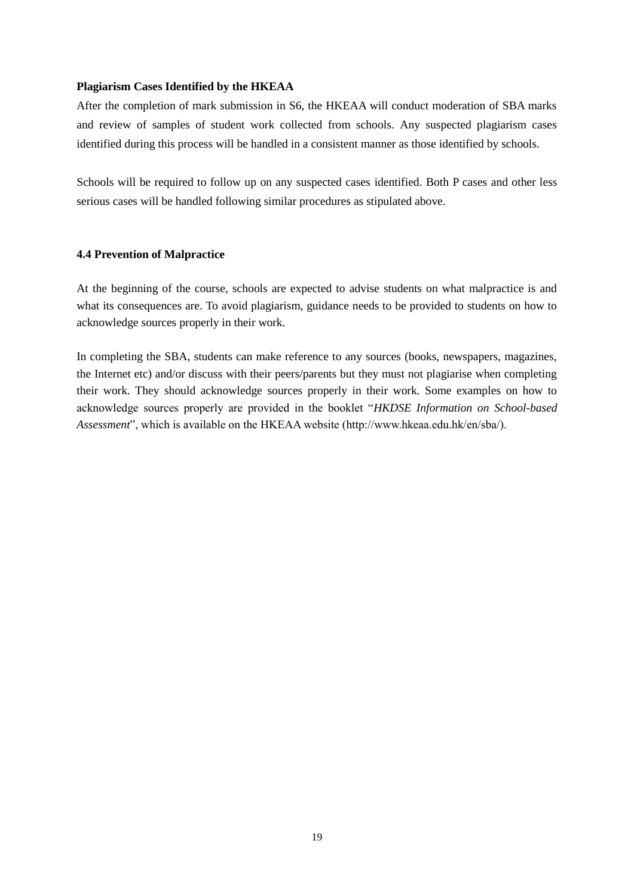**Plagiarism Cases Identified by the HKEAA**

After the completion of mark submission in S6, the HKEAA will conduct moderation of SBA marks and review of samples of student work collected from schools. Any suspected plagiarism cases identified during this process will be handled in a consistent manner as those identified by schools.

Schools will be required to follow up on any suspected cases identified. Both P cases and other less serious cases will be handled following similar procedures as stipulated above.

### 4.4 Prevention of Malpractice

At the beginning of the course, schools are expected to advise students on what malpractice is and what its consequences are. To avoid plagiarism, guidance needs to be provided to students on how to acknowledge sources properly in their work.

In completing the SBA, students can make reference to any sources (books, newspapers, magazines, the Internet etc) and/or discuss with their peers/parents but they must not plagiarise when completing their work. They should acknowledge sources properly in their work. Some examples on how to acknowledge sources properly are provided in the booklet "*HKDSE Information on School-based Assessment*", which is available on the HKEAA website (http://www.hkeaa.edu.hk/en/sba/).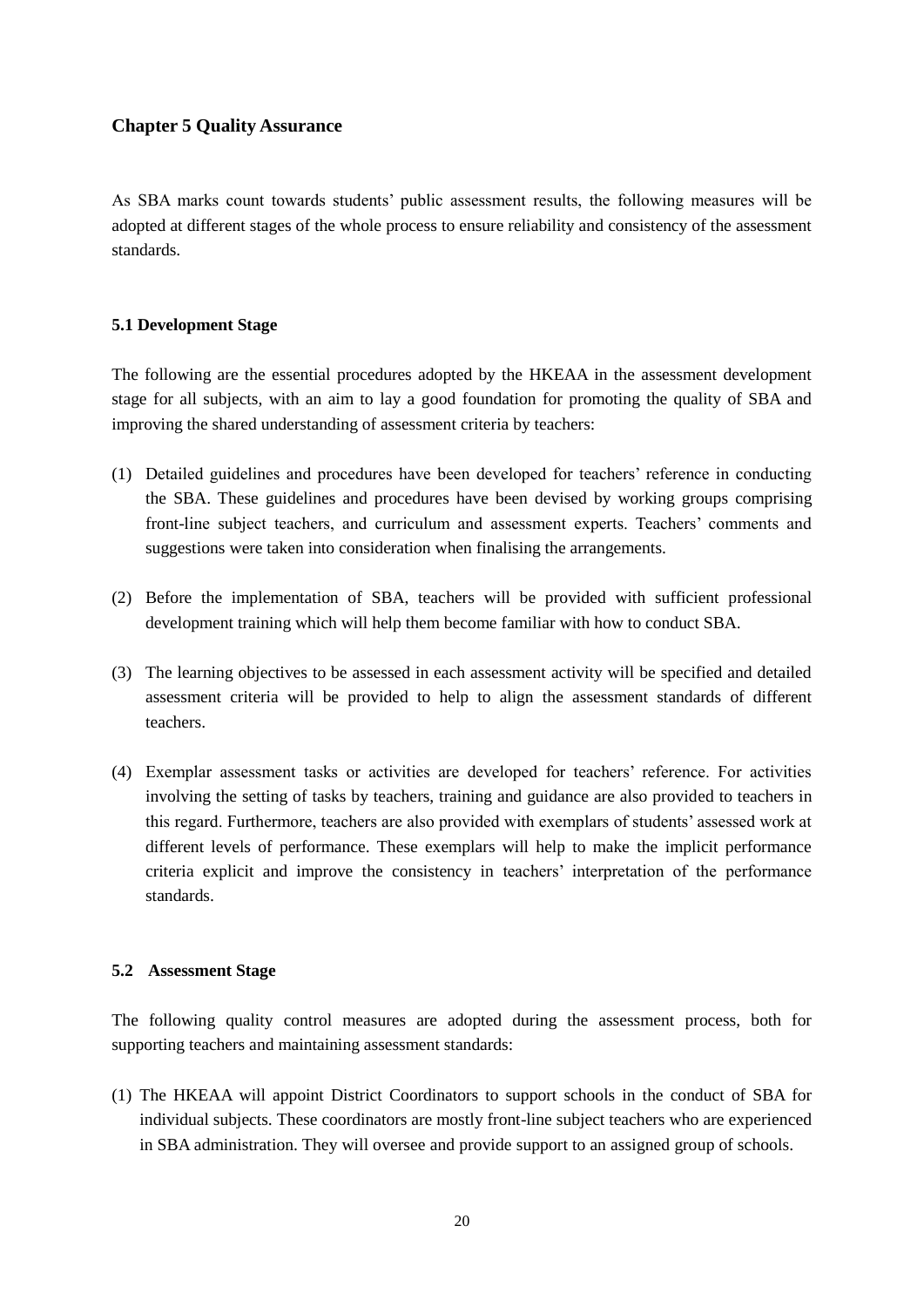## Chapter 5 Quality Assurance

As SBA marks count towards students' public assessment results, the following measures will be adopted at different stages of the whole process to ensure reliability and consistency of the assessment standards.

### 5.1 Development Stage

The following are the essential procedures adopted by the HKEAA in the assessment development stage for all subjects, with an aim to lay a good foundation for promoting the quality of SBA and improving the shared understanding of assessment criteria by teachers:

(1) Detailed guidelines and procedures have been developed for teachers' reference in conducting the SBA. These guidelines and procedures have been devised by working groups comprising front-line subject teachers, and curriculum and assessment experts. Teachers' comments and suggestions were taken into consideration when finalising the arrangements.

(2) Before the implementation of SBA, teachers will be provided with sufficient professional development training which will help them become familiar with how to conduct SBA.

(3) The learning objectives to be assessed in each assessment activity will be specified and detailed assessment criteria will be provided to help to align the assessment standards of different teachers.

(4) Exemplar assessment tasks or activities are developed for teachers' reference. For activities involving the setting of tasks by teachers, training and guidance are also provided to teachers in this regard. Furthermore, teachers are also provided with exemplars of students' assessed work at different levels of performance. These exemplars will help to make the implicit performance criteria explicit and improve the consistency in teachers' interpretation of the performance standards.

### 5.2 Assessment Stage

The following quality control measures are adopted during the assessment process, both for supporting teachers and maintaining assessment standards:

(1) The HKEAA will appoint District Coordinators to support schools in the conduct of SBA for individual subjects. These coordinators are mostly front-line subject teachers who are experienced in SBA administration. They will oversee and provide support to an assigned group of schools.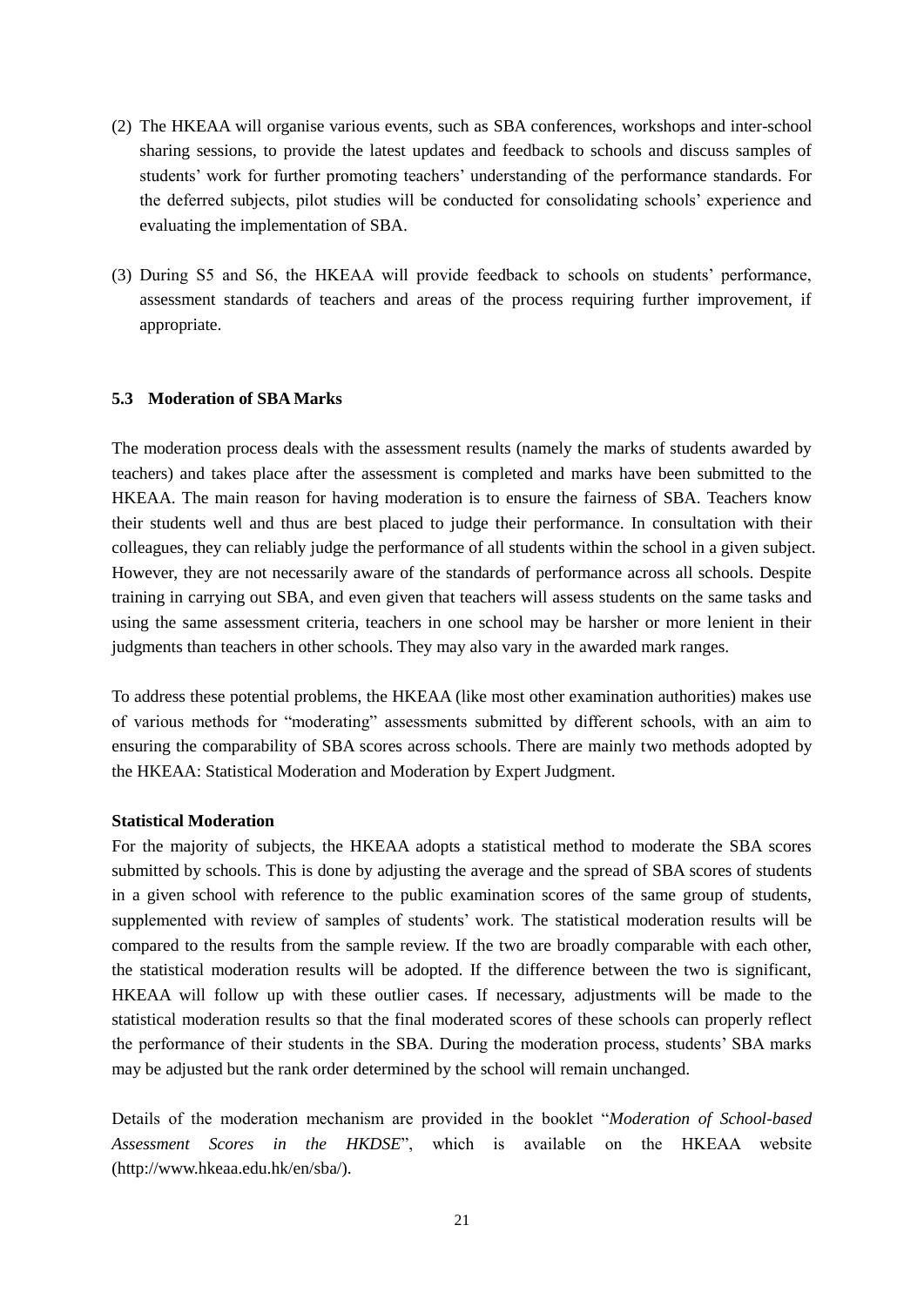(2) The HKEAA will organise various events, such as SBA conferences, workshops and inter-school sharing sessions, to provide the latest updates and feedback to schools and discuss samples of students' work for further promoting teachers' understanding of the performance standards. For the deferred subjects, pilot studies will be conducted for consolidating schools' experience and evaluating the implementation of SBA.

(3) During S5 and S6, the HKEAA will provide feedback to schools on students' performance, assessment standards of teachers and areas of the process requiring further improvement, if appropriate.

### 5.3 Moderation of SBA Marks

The moderation process deals with the assessment results (namely the marks of students awarded by teachers) and takes place after the assessment is completed and marks have been submitted to the HKEAA. The main reason for having moderation is to ensure the fairness of SBA. Teachers know their students well and thus are best placed to judge their performance. In consultation with their colleagues, they can reliably judge the performance of all students within the school in a given subject. However, they are not necessarily aware of the standards of performance across all schools. Despite training in carrying out SBA, and even given that teachers will assess students on the same tasks and using the same assessment criteria, teachers in one school may be harsher or more lenient in their judgments than teachers in other schools. They may also vary in the awarded mark ranges.

To address these potential problems, the HKEAA (like most other examination authorities) makes use of various methods for "moderating" assessments submitted by different schools, with an aim to ensuring the comparability of SBA scores across schools. There are mainly two methods adopted by the HKEAA: Statistical Moderation and Moderation by Expert Judgment.

**Statistical Moderation**

For the majority of subjects, the HKEAA adopts a statistical method to moderate the SBA scores submitted by schools. This is done by adjusting the average and the spread of SBA scores of students in a given school with reference to the public examination scores of the same group of students, supplemented with review of samples of students' work. The statistical moderation results will be compared to the results from the sample review. If the two are broadly comparable with each other, the statistical moderation results will be adopted. If the difference between the two is significant, HKEAA will follow up with these outlier cases. If necessary, adjustments will be made to the statistical moderation results so that the final moderated scores of these schools can properly reflect the performance of their students in the SBA. During the moderation process, students' SBA marks may be adjusted but the rank order determined by the school will remain unchanged.

Details of the moderation mechanism are provided in the booklet "*Moderation of School-based Assessment Scores in the HKDSE*", which is available on the HKEAA website (http://www.hkeaa.edu.hk/en/sba/).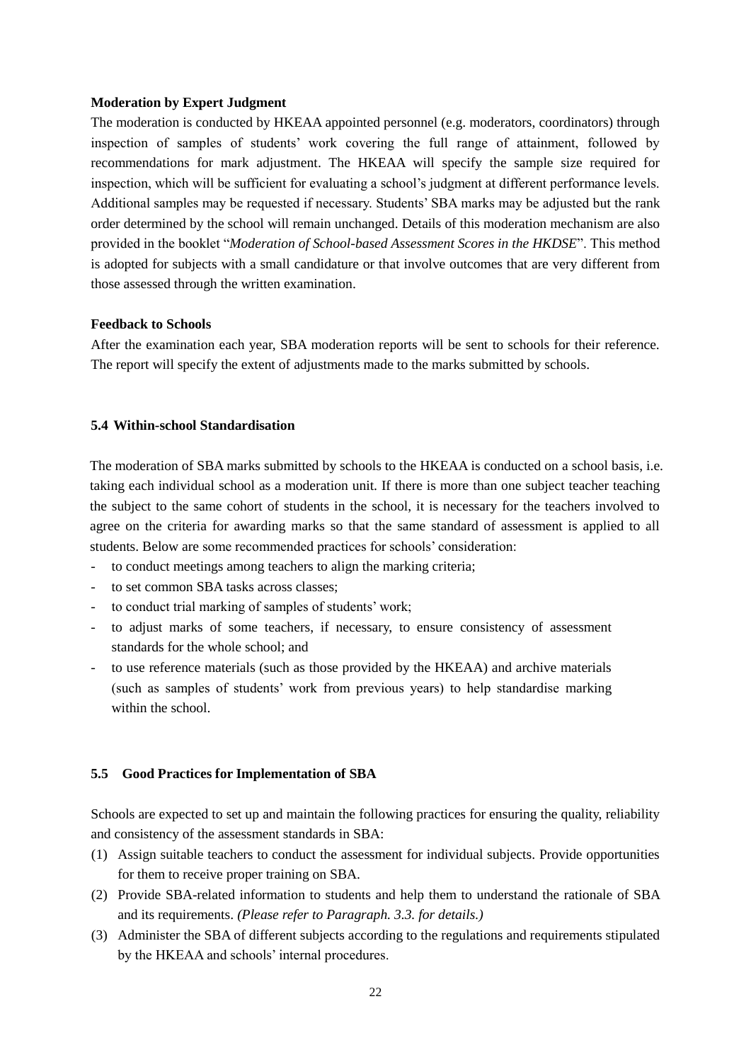**Moderation by Expert Judgment**

The moderation is conducted by HKEAA appointed personnel (e.g. moderators, coordinators) through inspection of samples of students' work covering the full range of attainment, followed by recommendations for mark adjustment. The HKEAA will specify the sample size required for inspection, which will be sufficient for evaluating a school's judgment at different performance levels. Additional samples may be requested if necessary. Students' SBA marks may be adjusted but the rank order determined by the school will remain unchanged. Details of this moderation mechanism are also provided in the booklet "*Moderation of School-based Assessment Scores in the HKDSE*". This method is adopted for subjects with a small candidature or that involve outcomes that are very different from those assessed through the written examination.

**Feedback to Schools**

After the examination each year, SBA moderation reports will be sent to schools for their reference. The report will specify the extent of adjustments made to the marks submitted by schools.

### 5.4 Within-school Standardisation

The moderation of SBA marks submitted by schools to the HKEAA is conducted on a school basis, i.e. taking each individual school as a moderation unit. If there is more than one subject teacher teaching the subject to the same cohort of students in the school, it is necessary for the teachers involved to agree on the criteria for awarding marks so that the same standard of assessment is applied to all students. Below are some recommended practices for schools' consideration:

- to conduct meetings among teachers to align the marking criteria;
- to set common SBA tasks across classes;
- to conduct trial marking of samples of students' work;
- to adjust marks of some teachers, if necessary, to ensure consistency of assessment standards for the whole school; and
- to use reference materials (such as those provided by the HKEAA) and archive materials (such as samples of students' work from previous years) to help standardise marking within the school.

### 5.5 Good Practices for Implementation of SBA

Schools are expected to set up and maintain the following practices for ensuring the quality, reliability and consistency of the assessment standards in SBA:

(1) Assign suitable teachers to conduct the assessment for individual subjects. Provide opportunities for them to receive proper training on SBA.

(2) Provide SBA-related information to students and help them to understand the rationale of SBA and its requirements. *(Please refer to Paragraph. 3.3. for details.)*

(3) Administer the SBA of different subjects according to the regulations and requirements stipulated by the HKEAA and schools' internal procedures.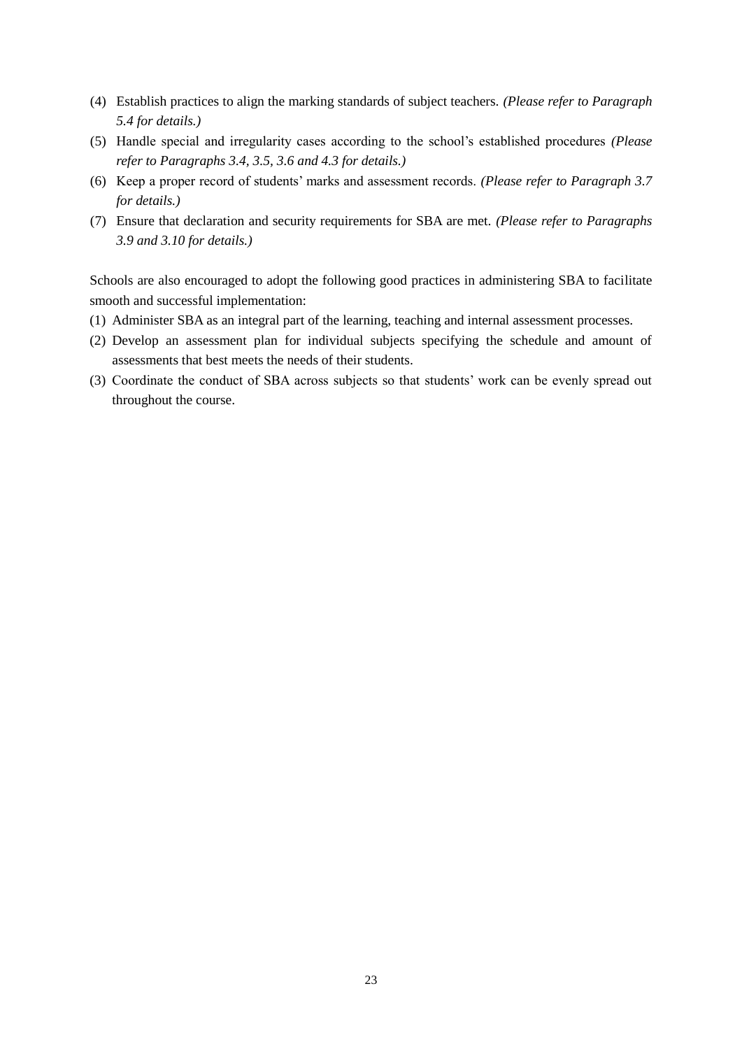(4) Establish practices to align the marking standards of subject teachers. *(Please refer to Paragraph 5.4 for details.)*

(5) Handle special and irregularity cases according to the school's established procedures *(Please refer to Paragraphs 3.4, 3.5, 3.6 and 4.3 for details.)*

(6) Keep a proper record of students' marks and assessment records. *(Please refer to Paragraph 3.7 for details.)*

(7) Ensure that declaration and security requirements for SBA are met. *(Please refer to Paragraphs 3.9 and 3.10 for details.)*

Schools are also encouraged to adopt the following good practices in administering SBA to facilitate smooth and successful implementation:

(1) Administer SBA as an integral part of the learning, teaching and internal assessment processes.

(2) Develop an assessment plan for individual subjects specifying the schedule and amount of assessments that best meets the needs of their students.

(3) Coordinate the conduct of SBA across subjects so that students' work can be evenly spread out throughout the course.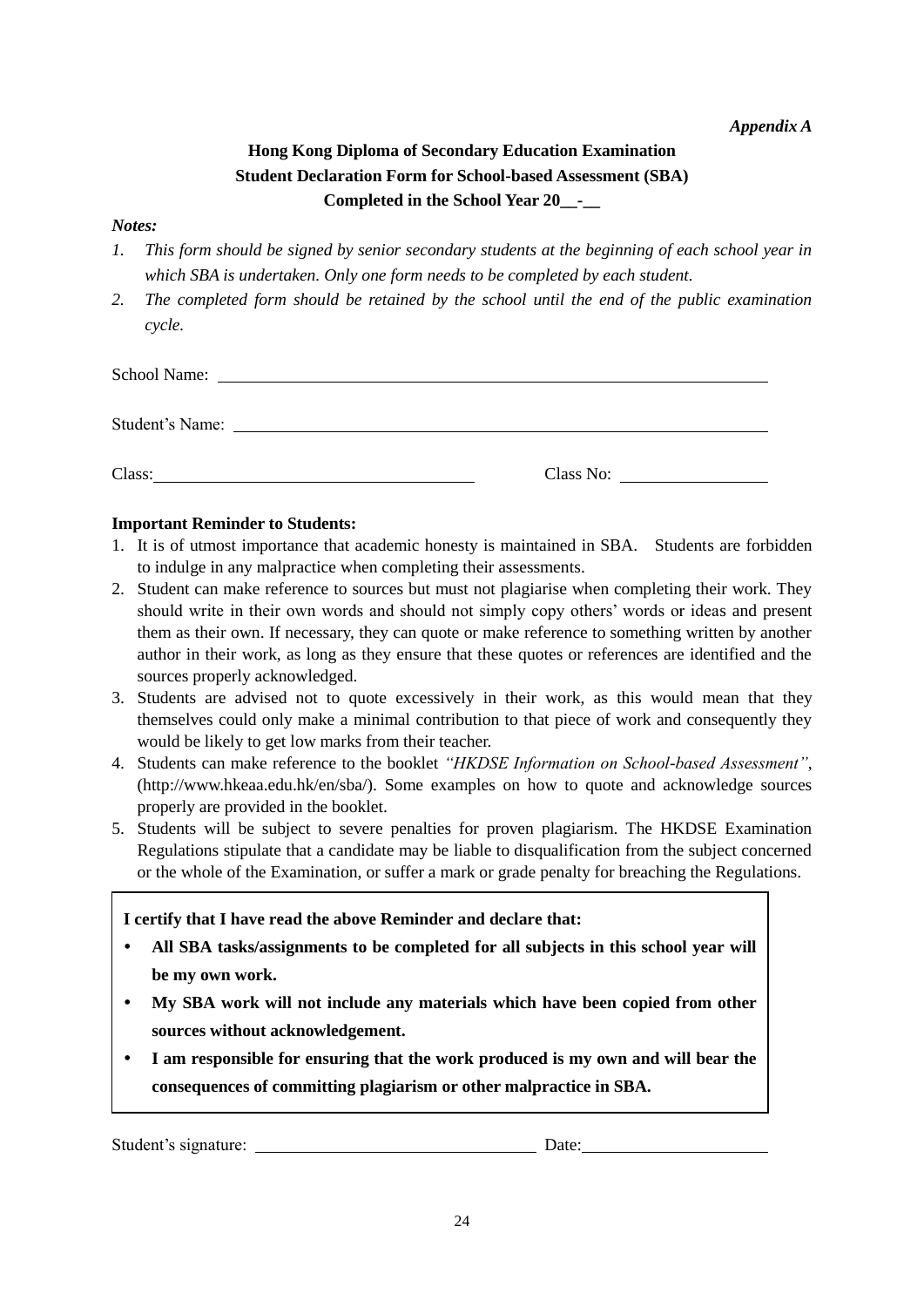***Appendix A***

**Hong Kong Diploma of Secondary Education Examination**
**Student Declaration Form for School-based Assessment (SBA)**
**Completed in the School Year 20\_\_-\_\_**

***Notes:***

1. *This form should be signed by senior secondary students at the beginning of each school year in which SBA is undertaken. Only one form needs to be completed by each student.*
2. *The completed form should be retained by the school until the end of the public examination cycle.*

School Name: ______________________________________________

Student's Name: ____________________________________________

Class: ______________________________ Class No: ______________

**Important Reminder to Students:**

1. It is of utmost importance that academic honesty is maintained in SBA. Students are forbidden to indulge in any malpractice when completing their assessments.
2. Student can make reference to sources but must not plagiarise when completing their work. They should write in their own words and should not simply copy others' words or ideas and present them as their own. If necessary, they can quote or make reference to something written by another author in their work, as long as they ensure that these quotes or references are identified and the sources properly acknowledged.
3. Students are advised not to quote excessively in their work, as this would mean that they themselves could only make a minimal contribution to that piece of work and consequently they would be likely to get low marks from their teacher.
4. Students can make reference to the booklet *"HKDSE Information on School-based Assessment"*, (http://www.hkeaa.edu.hk/en/sba/). Some examples on how to quote and acknowledge sources properly are provided in the booklet.
5. Students will be subject to severe penalties for proven plagiarism. The HKDSE Examination Regulations stipulate that a candidate may be liable to disqualification from the subject concerned or the whole of the Examination, or suffer a mark or grade penalty for breaching the Regulations.

**I certify that I have read the above Reminder and declare that:**

- **All SBA tasks/assignments to be completed for all subjects in this school year will be my own work.**
- **My SBA work will not include any materials which have been copied from other sources without acknowledgement.**
- **I am responsible for ensuring that the work produced is my own and will bear the consequences of committing plagiarism or other malpractice in SBA.**

Student's signature: ______________________ Date: ______________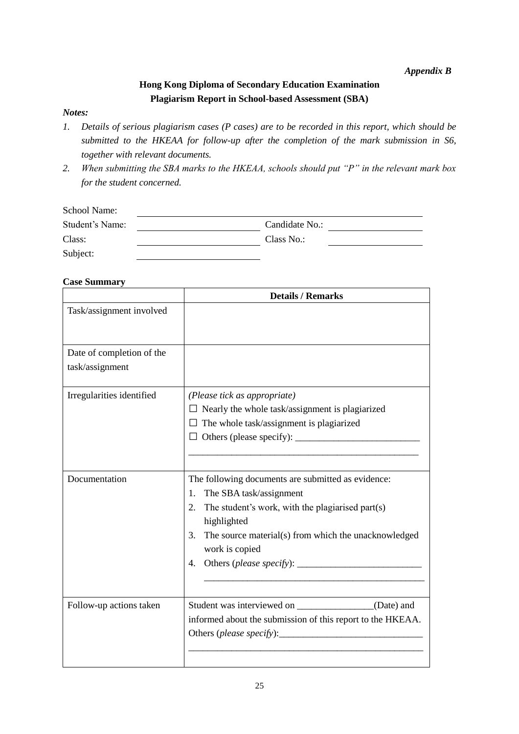*Appendix B*

**Hong Kong Diploma of Secondary Education Examination**
**Plagiarism Report in School-based Assessment (SBA)**

***Notes:***

1. *Details of serious plagiarism cases (P cases) are to be recorded in this report, which should be submitted to the HKEAA for follow-up after the completion of the mark submission in S6, together with relevant documents.*
2. *When submitting the SBA marks to the HKEAA, schools should put "P" in the relevant mark box for the student concerned.*

School Name: ______________________________________________

Student's Name: ______________________ Candidate No.: ________________

Class: ______________________ Class No.: ________________

Subject: ______________________

**Case Summary**

| | **Details / Remarks** |
|---|---|
| Task/assignment involved | |
| Date of completion of the task/assignment | |
| Irregularities identified | *(Please tick as appropriate)*<br>☐ Nearly the whole task/assignment is plagiarized<br>☐ The whole task/assignment is plagiarized<br>☐ Others (please specify): _________________________<br>_______________________________________________ |
| Documentation | The following documents are submitted as evidence:<br>1. The SBA task/assignment<br>2. The student's work, with the plagiarised part(s) highlighted<br>3. The source material(s) from which the unacknowledged work is copied<br>4. Others (*please specify*): _________________________<br>_______________________________________________ |
| Follow-up actions taken | Student was interviewed on ________________(Date) and informed about the submission of this report to the HKEAA.<br>Others (*please specify*):_____________________________<br>_______________________________________________ |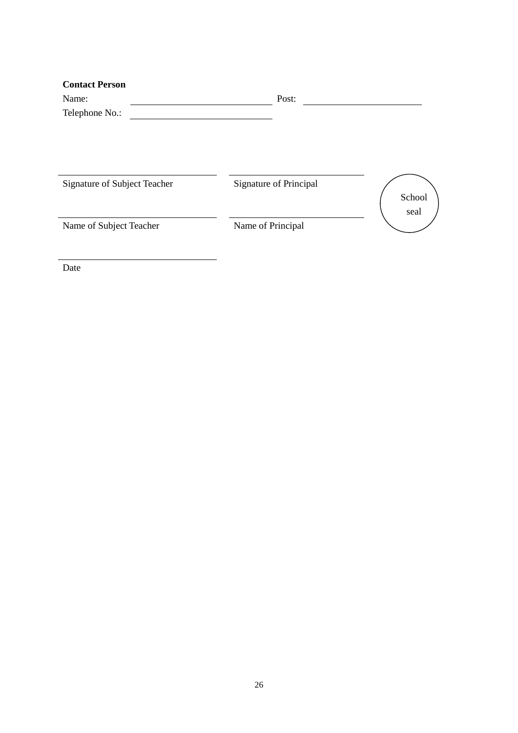**Contact Person**

Name: ______________________ Post: ______________________

Telephone No.: ______________________

______________________ &nbsp;&nbsp;&nbsp; ______________________

Signature of Subject Teacher &nbsp;&nbsp;&nbsp; Signature of Principal

School seal

______________________ &nbsp;&nbsp;&nbsp; ______________________

Name of Subject Teacher &nbsp;&nbsp;&nbsp; Name of Principal

______________________

Date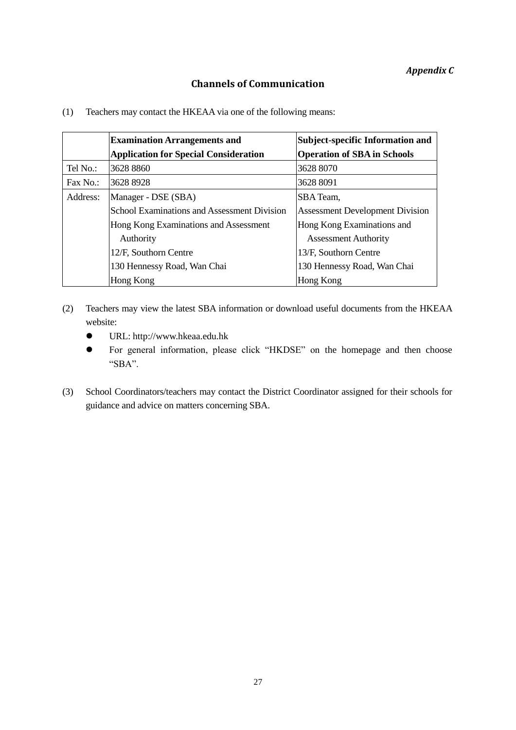*Appendix C*

## Channels of Communication

(1) Teachers may contact the HKEAA via one of the following means:

| | **Examination Arrangements and Application for Special Consideration** | **Subject-specific Information and Operation of SBA in Schools** |
|---|---|---|
| Tel No.: | 3628 8860 | 3628 8070 |
| Fax No.: | 3628 8928 | 3628 8091 |
| Address: | Manager - DSE (SBA)<br>School Examinations and Assessment Division<br>Hong Kong Examinations and Assessment Authority<br>12/F, Southorn Centre<br>130 Hennessy Road, Wan Chai<br>Hong Kong | SBA Team,<br>Assessment Development Division<br>Hong Kong Examinations and Assessment Authority<br>13/F, Southorn Centre<br>130 Hennessy Road, Wan Chai<br>Hong Kong |

(2) Teachers may view the latest SBA information or download useful documents from the HKEAA website:

- URL: http://www.hkeaa.edu.hk
- For general information, please click "HKDSE" on the homepage and then choose "SBA".

(3) School Coordinators/teachers may contact the District Coordinator assigned for their schools for guidance and advice on matters concerning SBA.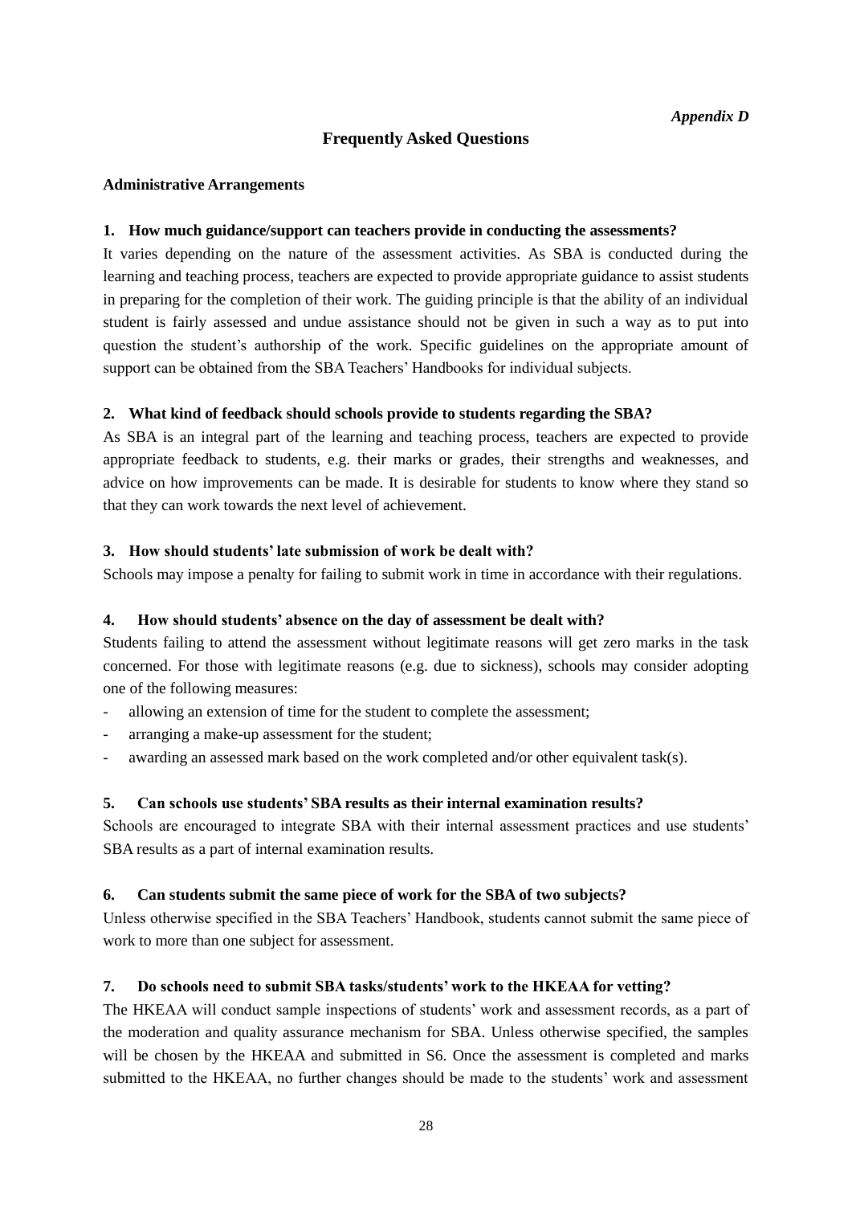*Appendix D*

## Frequently Asked Questions

### Administrative Arrangements

**1. How much guidance/support can teachers provide in conducting the assessments?**

It varies depending on the nature of the assessment activities. As SBA is conducted during the learning and teaching process, teachers are expected to provide appropriate guidance to assist students in preparing for the completion of their work. The guiding principle is that the ability of an individual student is fairly assessed and undue assistance should not be given in such a way as to put into question the student's authorship of the work. Specific guidelines on the appropriate amount of support can be obtained from the SBA Teachers' Handbooks for individual subjects.

**2. What kind of feedback should schools provide to students regarding the SBA?**

As SBA is an integral part of the learning and teaching process, teachers are expected to provide appropriate feedback to students, e.g. their marks or grades, their strengths and weaknesses, and advice on how improvements can be made. It is desirable for students to know where they stand so that they can work towards the next level of achievement.

**3. How should students' late submission of work be dealt with?**

Schools may impose a penalty for failing to submit work in time in accordance with their regulations.

**4. How should students' absence on the day of assessment be dealt with?**

Students failing to attend the assessment without legitimate reasons will get zero marks in the task concerned. For those with legitimate reasons (e.g. due to sickness), schools may consider adopting one of the following measures:

- allowing an extension of time for the student to complete the assessment;
- arranging a make-up assessment for the student;
- awarding an assessed mark based on the work completed and/or other equivalent task(s).

**5. Can schools use students' SBA results as their internal examination results?**

Schools are encouraged to integrate SBA with their internal assessment practices and use students' SBA results as a part of internal examination results.

**6. Can students submit the same piece of work for the SBA of two subjects?**

Unless otherwise specified in the SBA Teachers' Handbook, students cannot submit the same piece of work to more than one subject for assessment.

**7. Do schools need to submit SBA tasks/students' work to the HKEAA for vetting?**

The HKEAA will conduct sample inspections of students' work and assessment records, as a part of the moderation and quality assurance mechanism for SBA. Unless otherwise specified, the samples will be chosen by the HKEAA and submitted in S6. Once the assessment is completed and marks submitted to the HKEAA, no further changes should be made to the students' work and assessment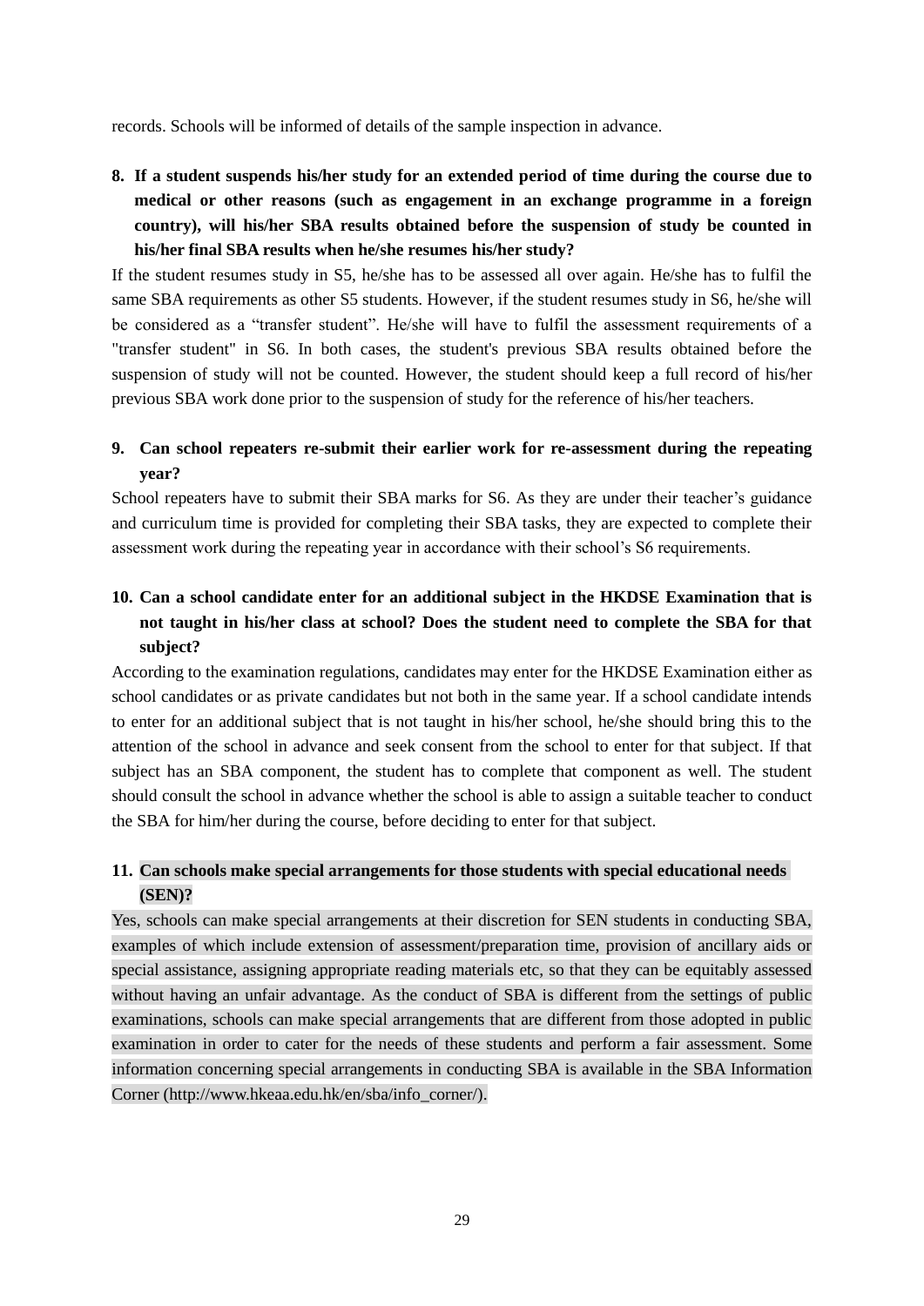records. Schools will be informed of details of the sample inspection in advance.

**8. If a student suspends his/her study for an extended period of time during the course due to medical or other reasons (such as engagement in an exchange programme in a foreign country), will his/her SBA results obtained before the suspension of study be counted in his/her final SBA results when he/she resumes his/her study?**

If the student resumes study in S5, he/she has to be assessed all over again. He/she has to fulfil the same SBA requirements as other S5 students. However, if the student resumes study in S6, he/she will be considered as a "transfer student". He/she will have to fulfil the assessment requirements of a "transfer student" in S6. In both cases, the student's previous SBA results obtained before the suspension of study will not be counted. However, the student should keep a full record of his/her previous SBA work done prior to the suspension of study for the reference of his/her teachers.

**9. Can school repeaters re-submit their earlier work for re-assessment during the repeating year?**

School repeaters have to submit their SBA marks for S6. As they are under their teacher's guidance and curriculum time is provided for completing their SBA tasks, they are expected to complete their assessment work during the repeating year in accordance with their school's S6 requirements.

**10. Can a school candidate enter for an additional subject in the HKDSE Examination that is not taught in his/her class at school? Does the student need to complete the SBA for that subject?**

According to the examination regulations, candidates may enter for the HKDSE Examination either as school candidates or as private candidates but not both in the same year. If a school candidate intends to enter for an additional subject that is not taught in his/her school, he/she should bring this to the attention of the school in advance and seek consent from the school to enter for that subject. If that subject has an SBA component, the student has to complete that component as well. The student should consult the school in advance whether the school is able to assign a suitable teacher to conduct the SBA for him/her during the course, before deciding to enter for that subject.

**11. Can schools make special arrangements for those students with special educational needs (SEN)?**

Yes, schools can make special arrangements at their discretion for SEN students in conducting SBA, examples of which include extension of assessment/preparation time, provision of ancillary aids or special assistance, assigning appropriate reading materials etc, so that they can be equitably assessed without having an unfair advantage. As the conduct of SBA is different from the settings of public examinations, schools can make special arrangements that are different from those adopted in public examination in order to cater for the needs of these students and perform a fair assessment. Some information concerning special arrangements in conducting SBA is available in the SBA Information Corner (http://www.hkeaa.edu.hk/en/sba/info_corner/).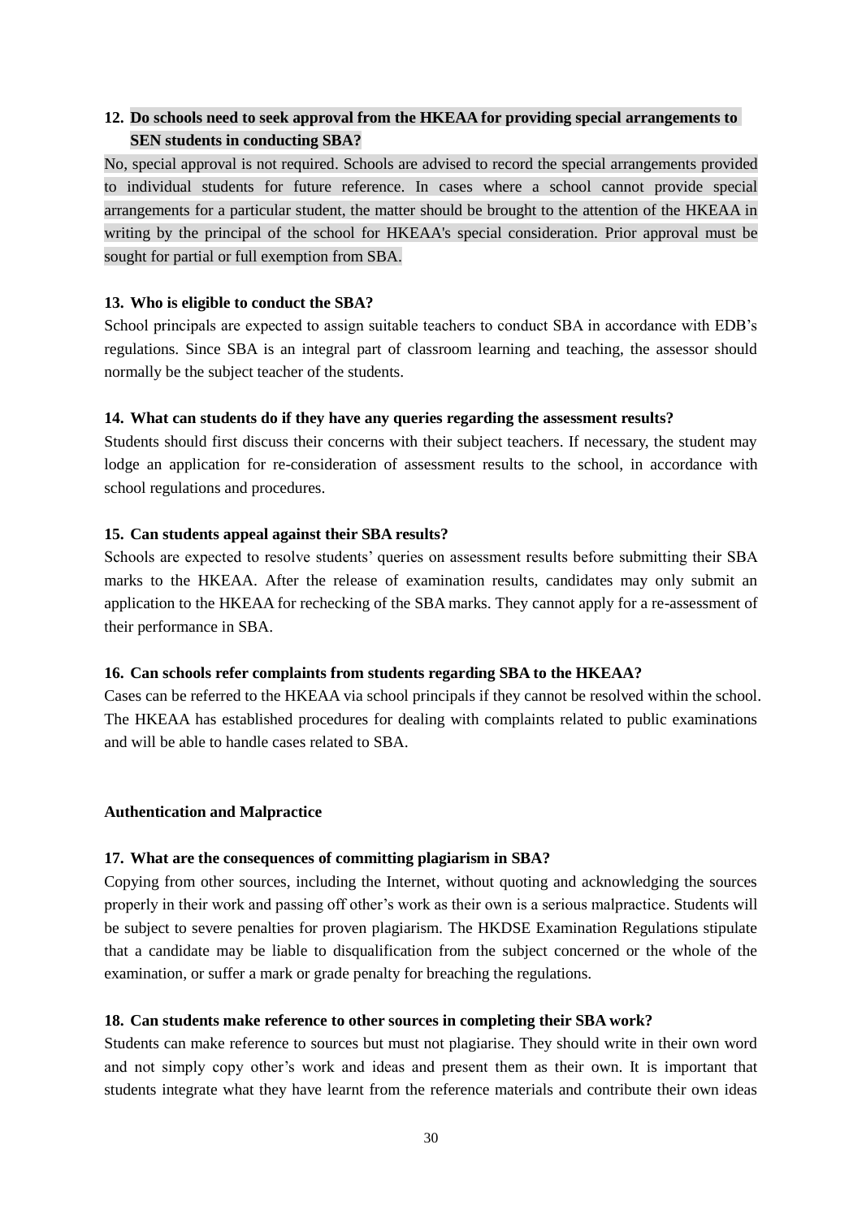**12. Do schools need to seek approval from the HKEAA for providing special arrangements to SEN students in conducting SBA?**

No, special approval is not required. Schools are advised to record the special arrangements provided to individual students for future reference. In cases where a school cannot provide special arrangements for a particular student, the matter should be brought to the attention of the HKEAA in writing by the principal of the school for HKEAA's special consideration. Prior approval must be sought for partial or full exemption from SBA.

**13. Who is eligible to conduct the SBA?**

School principals are expected to assign suitable teachers to conduct SBA in accordance with EDB's regulations. Since SBA is an integral part of classroom learning and teaching, the assessor should normally be the subject teacher of the students.

**14. What can students do if they have any queries regarding the assessment results?**

Students should first discuss their concerns with their subject teachers. If necessary, the student may lodge an application for re-consideration of assessment results to the school, in accordance with school regulations and procedures.

**15. Can students appeal against their SBA results?**

Schools are expected to resolve students' queries on assessment results before submitting their SBA marks to the HKEAA. After the release of examination results, candidates may only submit an application to the HKEAA for rechecking of the SBA marks. They cannot apply for a re-assessment of their performance in SBA.

**16. Can schools refer complaints from students regarding SBA to the HKEAA?**

Cases can be referred to the HKEAA via school principals if they cannot be resolved within the school. The HKEAA has established procedures for dealing with complaints related to public examinations and will be able to handle cases related to SBA.

**Authentication and Malpractice**

**17. What are the consequences of committing plagiarism in SBA?**

Copying from other sources, including the Internet, without quoting and acknowledging the sources properly in their work and passing off other's work as their own is a serious malpractice. Students will be subject to severe penalties for proven plagiarism. The HKDSE Examination Regulations stipulate that a candidate may be liable to disqualification from the subject concerned or the whole of the examination, or suffer a mark or grade penalty for breaching the regulations.

**18. Can students make reference to other sources in completing their SBA work?**

Students can make reference to sources but must not plagiarise. They should write in their own word and not simply copy other's work and ideas and present them as their own. It is important that students integrate what they have learnt from the reference materials and contribute their own ideas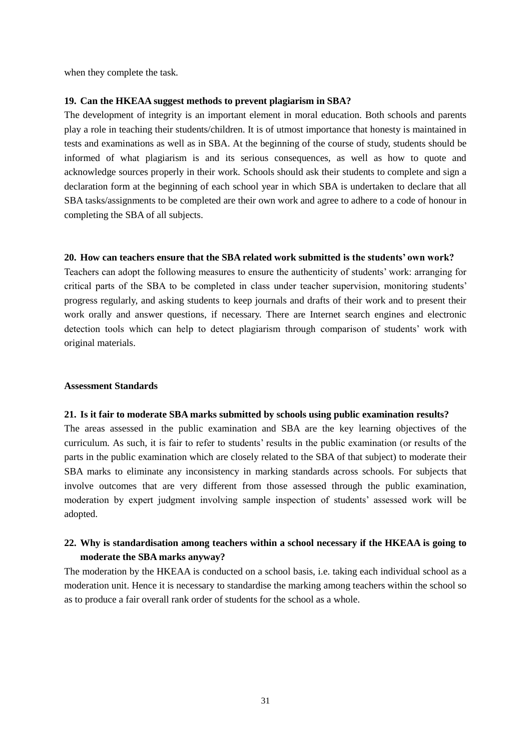when they complete the task.

**19. Can the HKEAA suggest methods to prevent plagiarism in SBA?**

The development of integrity is an important element in moral education. Both schools and parents play a role in teaching their students/children. It is of utmost importance that honesty is maintained in tests and examinations as well as in SBA. At the beginning of the course of study, students should be informed of what plagiarism is and its serious consequences, as well as how to quote and acknowledge sources properly in their work. Schools should ask their students to complete and sign a declaration form at the beginning of each school year in which SBA is undertaken to declare that all SBA tasks/assignments to be completed are their own work and agree to adhere to a code of honour in completing the SBA of all subjects.

**20. How can teachers ensure that the SBA related work submitted is the students' own work?**

Teachers can adopt the following measures to ensure the authenticity of students' work: arranging for critical parts of the SBA to be completed in class under teacher supervision, monitoring students' progress regularly, and asking students to keep journals and drafts of their work and to present their work orally and answer questions, if necessary. There are Internet search engines and electronic detection tools which can help to detect plagiarism through comparison of students' work with original materials.

**Assessment Standards**

**21. Is it fair to moderate SBA marks submitted by schools using public examination results?**

The areas assessed in the public examination and SBA are the key learning objectives of the curriculum. As such, it is fair to refer to students' results in the public examination (or results of the parts in the public examination which are closely related to the SBA of that subject) to moderate their SBA marks to eliminate any inconsistency in marking standards across schools. For subjects that involve outcomes that are very different from those assessed through the public examination, moderation by expert judgment involving sample inspection of students' assessed work will be adopted.

**22. Why is standardisation among teachers within a school necessary if the HKEAA is going to moderate the SBA marks anyway?**

The moderation by the HKEAA is conducted on a school basis, i.e. taking each individual school as a moderation unit. Hence it is necessary to standardise the marking among teachers within the school so as to produce a fair overall rank order of students for the school as a whole.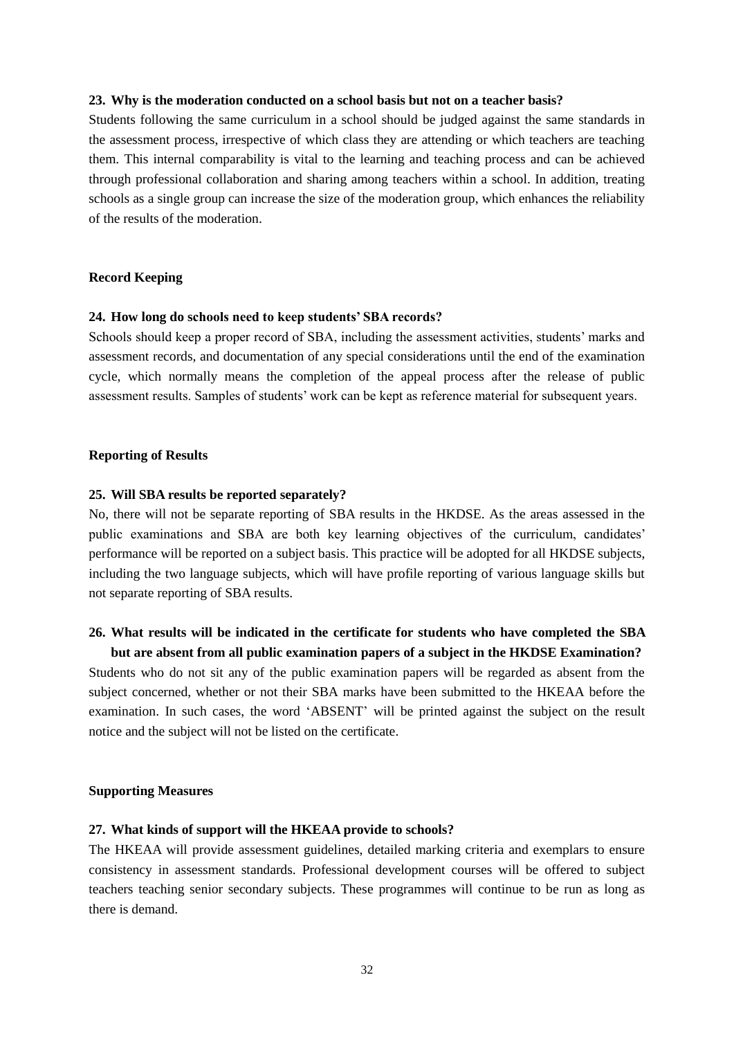**23. Why is the moderation conducted on a school basis but not on a teacher basis?**

Students following the same curriculum in a school should be judged against the same standards in the assessment process, irrespective of which class they are attending or which teachers are teaching them. This internal comparability is vital to the learning and teaching process and can be achieved through professional collaboration and sharing among teachers within a school. In addition, treating schools as a single group can increase the size of the moderation group, which enhances the reliability of the results of the moderation.

**Record Keeping**

**24. How long do schools need to keep students' SBA records?**

Schools should keep a proper record of SBA, including the assessment activities, students' marks and assessment records, and documentation of any special considerations until the end of the examination cycle, which normally means the completion of the appeal process after the release of public assessment results. Samples of students' work can be kept as reference material for subsequent years.

**Reporting of Results**

**25. Will SBA results be reported separately?**

No, there will not be separate reporting of SBA results in the HKDSE. As the areas assessed in the public examinations and SBA are both key learning objectives of the curriculum, candidates' performance will be reported on a subject basis. This practice will be adopted for all HKDSE subjects, including the two language subjects, which will have profile reporting of various language skills but not separate reporting of SBA results.

**26. What results will be indicated in the certificate for students who have completed the SBA but are absent from all public examination papers of a subject in the HKDSE Examination?**

Students who do not sit any of the public examination papers will be regarded as absent from the subject concerned, whether or not their SBA marks have been submitted to the HKEAA before the examination. In such cases, the word 'ABSENT' will be printed against the subject on the result notice and the subject will not be listed on the certificate.

**Supporting Measures**

**27. What kinds of support will the HKEAA provide to schools?**

The HKEAA will provide assessment guidelines, detailed marking criteria and exemplars to ensure consistency in assessment standards. Professional development courses will be offered to subject teachers teaching senior secondary subjects. These programmes will continue to be run as long as there is demand.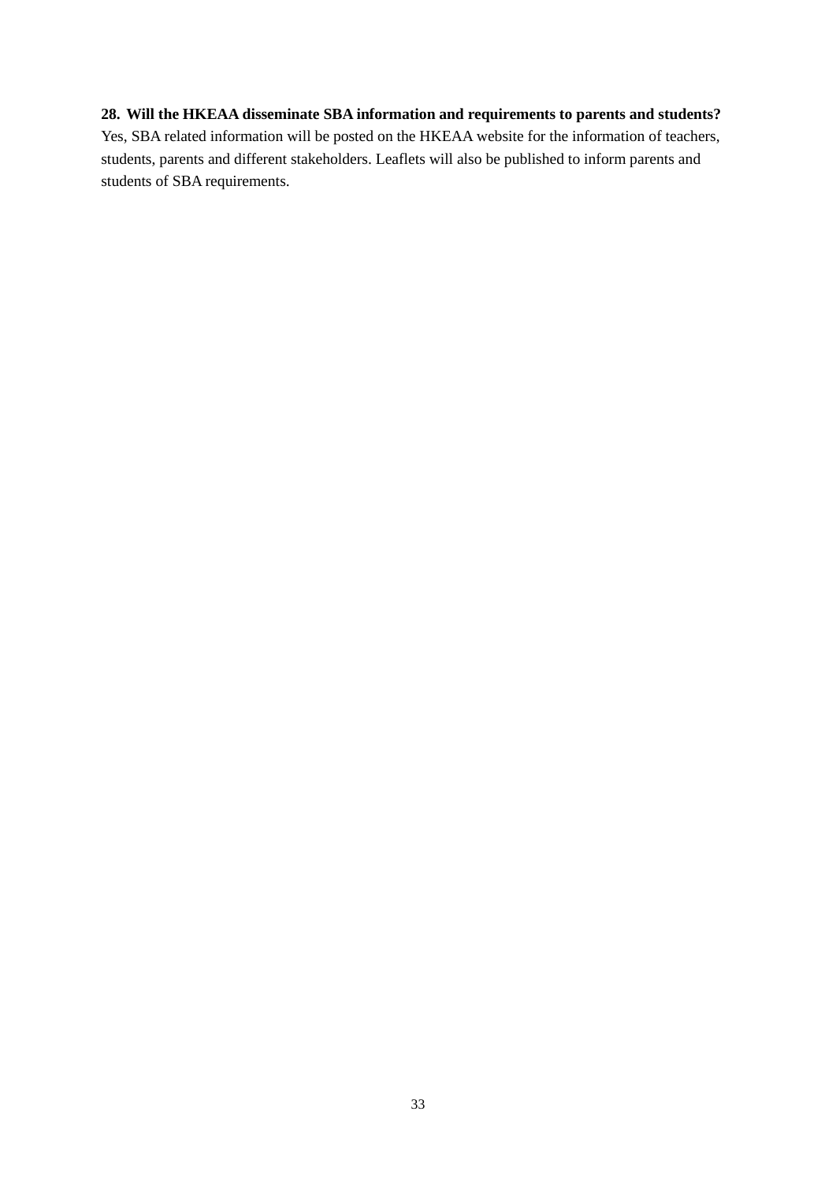**28. Will the HKEAA disseminate SBA information and requirements to parents and students?**

Yes, SBA related information will be posted on the HKEAA website for the information of teachers, students, parents and different stakeholders. Leaflets will also be published to inform parents and students of SBA requirements.